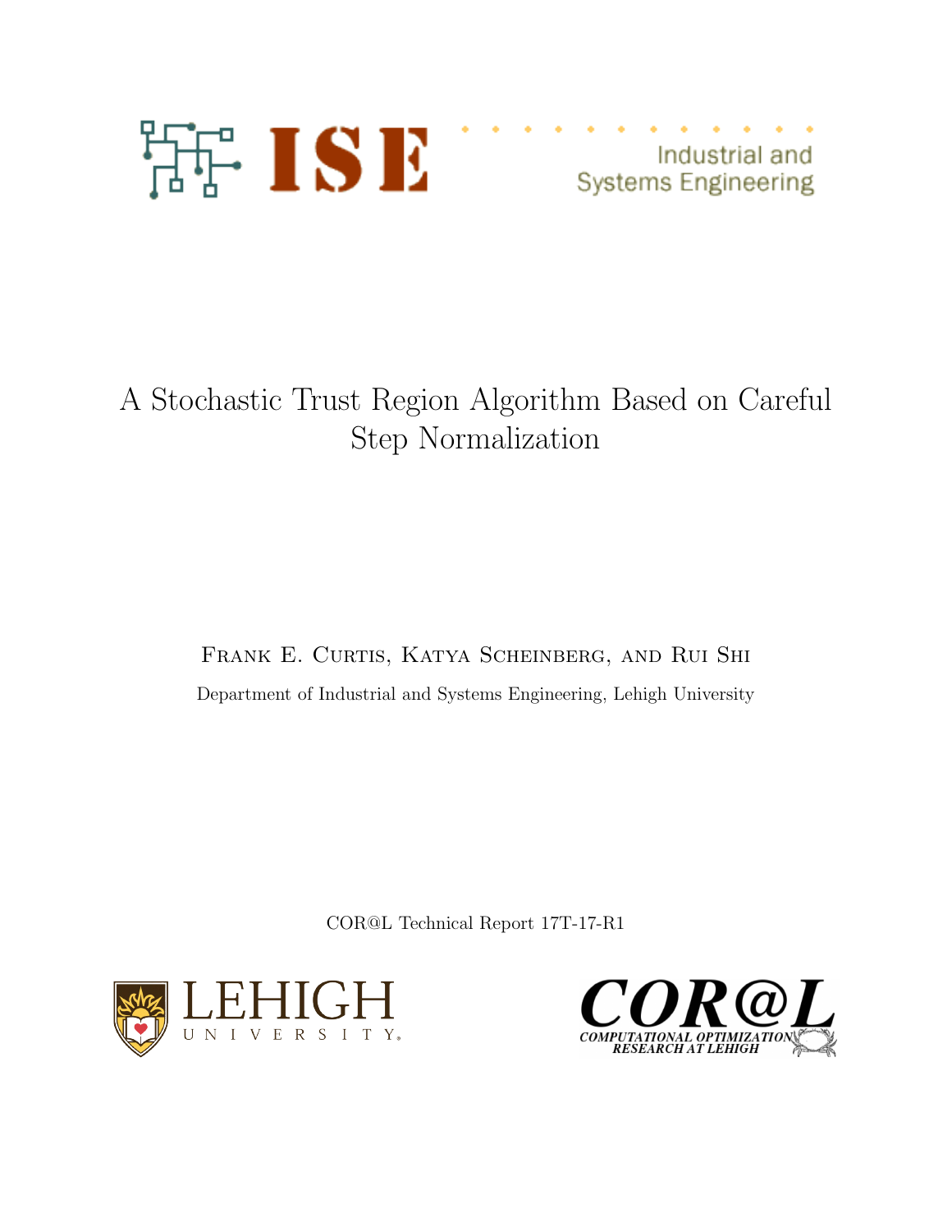ISE Industrial and Systems Engineering

# A Stochastic Trust Region Algorithm Based on Careful Step Normalization

Frank E. Curtis, Katya Scheinberg, and Rui Shi

Department of Industrial and Systems Engineering, Lehigh University

COR@L Technical Report 17T-17-R1

LEHIGH UNIVERSITY

COR@L COMPUTATIONAL OPTIMIZATION RESEARCH AT LEHIGH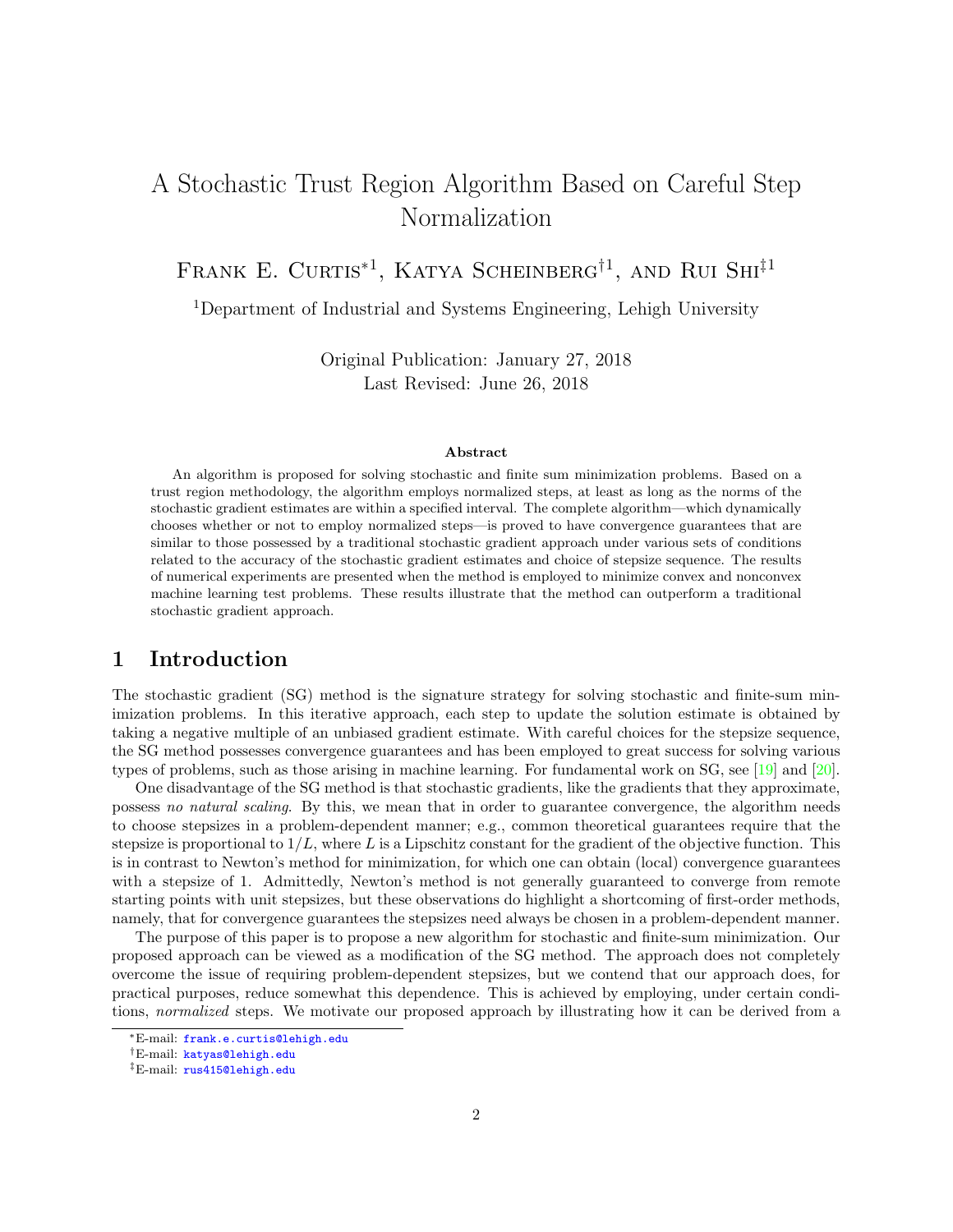# A Stochastic Trust Region Algorithm Based on Careful Step Normalization

Frank E. Curtis*[1], Katya Scheinberg†[1], and Rui Shi‡[1]

[1]Department of Industrial and Systems Engineering, Lehigh University

Original Publication: January 27, 2018
Last Revised: June 26, 2018

**Abstract**

An algorithm is proposed for solving stochastic and finite sum minimization problems. Based on a trust region methodology, the algorithm employs normalized steps, at least as long as the norms of the stochastic gradient estimates are within a specified interval. The complete algorithm—which dynamically chooses whether or not to employ normalized steps—is proved to have convergence guarantees that are similar to those possessed by a traditional stochastic gradient approach under various sets of conditions related to the accuracy of the stochastic gradient estimates and choice of stepsize sequence. The results of numerical experiments are presented when the method is employed to minimize convex and nonconvex machine learning test problems. These results illustrate that the method can outperform a traditional stochastic gradient approach.

## 1 Introduction

The stochastic gradient (SG) method is the signature strategy for solving stochastic and finite-sum minimization problems. In this iterative approach, each step to update the solution estimate is obtained by taking a negative multiple of an unbiased gradient estimate. With careful choices for the stepsize sequence, the SG method possesses convergence guarantees and has been employed to great success for solving various types of problems, such as those arising in machine learning. For fundamental work on SG, see [19] and [20].

One disadvantage of the SG method is that stochastic gradients, like the gradients that they approximate, possess *no natural scaling*. By this, we mean that in order to guarantee convergence, the algorithm needs to choose stepsizes in a problem-dependent manner; e.g., common theoretical guarantees require that the stepsize is proportional to $1/L$, where $L$ is a Lipschitz constant for the gradient of the objective function. This is in contrast to Newton's method for minimization, for which one can obtain (local) convergence guarantees with a stepsize of 1. Admittedly, Newton's method is not generally guaranteed to converge from remote starting points with unit stepsizes, but these observations do highlight a shortcoming of first-order methods, namely, that for convergence guarantees the stepsizes need always be chosen in a problem-dependent manner.

The purpose of this paper is to propose a new algorithm for stochastic and finite-sum minimization. Our proposed approach can be viewed as a modification of the SG method. The approach does not completely overcome the issue of requiring problem-dependent stepsizes, but we contend that our approach does, for practical purposes, reduce somewhat this dependence. This is achieved by employing, under certain conditions, *normalized* steps. We motivate our proposed approach by illustrating how it can be derived from a

*E-mail: frank.e.curtis@lehigh.edu
†E-mail: katyas@lehigh.edu
‡E-mail: rus415@lehigh.edu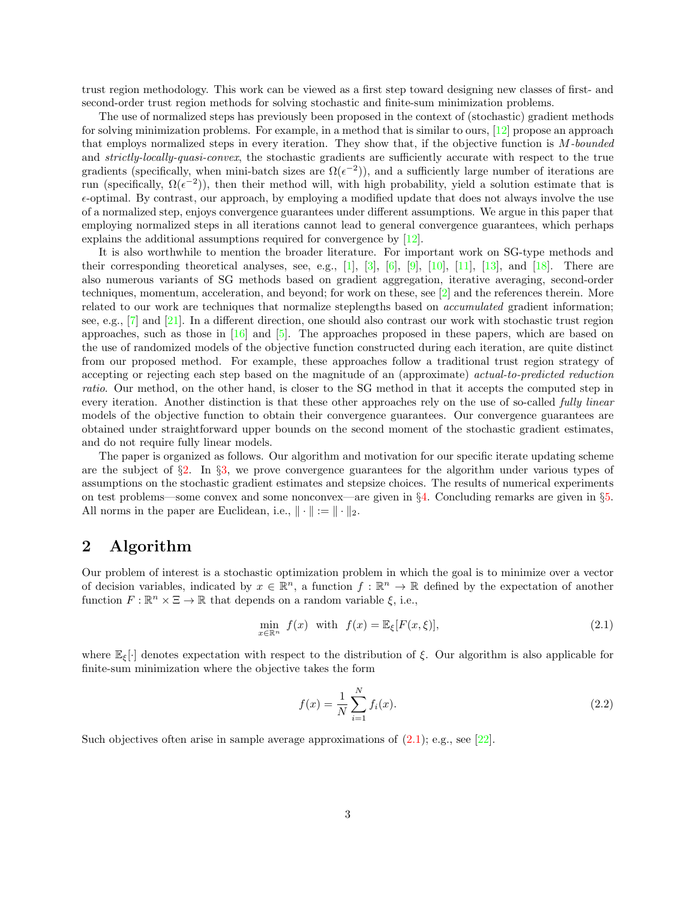trust region methodology. This work can be viewed as a first step toward designing new classes of first- and second-order trust region methods for solving stochastic and finite-sum minimization problems.

The use of normalized steps has previously been proposed in the context of (stochastic) gradient methods for solving minimization problems. For example, in a method that is similar to ours, [12] propose an approach that employs normalized steps in every iteration. They show that, if the objective function is *$M$-bounded* and *strictly-locally-quasi-convex*, the stochastic gradients are sufficiently accurate with respect to the true gradients (specifically, when mini-batch sizes are $\Omega(\epsilon^{-2})$), and a sufficiently large number of iterations are run (specifically, $\Omega(\epsilon^{-2})$), then their method will, with high probability, yield a solution estimate that is $\epsilon$-optimal. By contrast, our approach, by employing a modified update that does not always involve the use of a normalized step, enjoys convergence guarantees under different assumptions. We argue in this paper that employing normalized steps in all iterations cannot lead to general convergence guarantees, which perhaps explains the additional assumptions required for convergence by [12].

It is also worthwhile to mention the broader literature. For important work on SG-type methods and their corresponding theoretical analyses, see, e.g., [1], [3], [6], [9], [10], [11], [13], and [18]. There are also numerous variants of SG methods based on gradient aggregation, iterative averaging, second-order techniques, momentum, acceleration, and beyond; for work on these, see [2] and the references therein. More related to our work are techniques that normalize steplengths based on *accumulated* gradient information; see, e.g., [7] and [21]. In a different direction, one should also contrast our work with stochastic trust region approaches, such as those in [16] and [5]. The approaches proposed in these papers, which are based on the use of randomized models of the objective function constructed during each iteration, are quite distinct from our proposed method. For example, these approaches follow a traditional trust region strategy of accepting or rejecting each step based on the magnitude of an (approximate) *actual-to-predicted reduction ratio*. Our method, on the other hand, is closer to the SG method in that it accepts the computed step in every iteration. Another distinction is that these other approaches rely on the use of so-called *fully linear* models of the objective function to obtain their convergence guarantees. Our convergence guarantees are obtained under straightforward upper bounds on the second moment of the stochastic gradient estimates, and do not require fully linear models.

The paper is organized as follows. Our algorithm and motivation for our specific iterate updating scheme are the subject of §2. In §3, we prove convergence guarantees for the algorithm under various types of assumptions on the stochastic gradient estimates and stepsize choices. The results of numerical experiments on test problems—some convex and some nonconvex—are given in §4. Concluding remarks are given in §5. All norms in the paper are Euclidean, i.e., $\|\cdot\| := \|\cdot\|_2$.

## 2 Algorithm

Our problem of interest is a stochastic optimization problem in which the goal is to minimize over a vector of decision variables, indicated by $x \in \mathbb{R}^n$, a function $f : \mathbb{R}^n \to \mathbb{R}$ defined by the expectation of another function $F : \mathbb{R}^n \times \Xi \to \mathbb{R}$ that depends on a random variable $\xi$, i.e.,

$$\min_{x \in \mathbb{R}^n} \ f(x) \ \ \text{with} \ \ f(x) = \mathbb{E}_\xi[F(x, \xi)], \tag{2.1}$$

where $\mathbb{E}_\xi[\cdot]$ denotes expectation with respect to the distribution of $\xi$. Our algorithm is also applicable for finite-sum minimization where the objective takes the form

$$f(x) = \frac{1}{N} \sum_{i=1}^{N} f_i(x). \tag{2.2}$$

Such objectives often arise in sample average approximations of (2.1); e.g., see [22].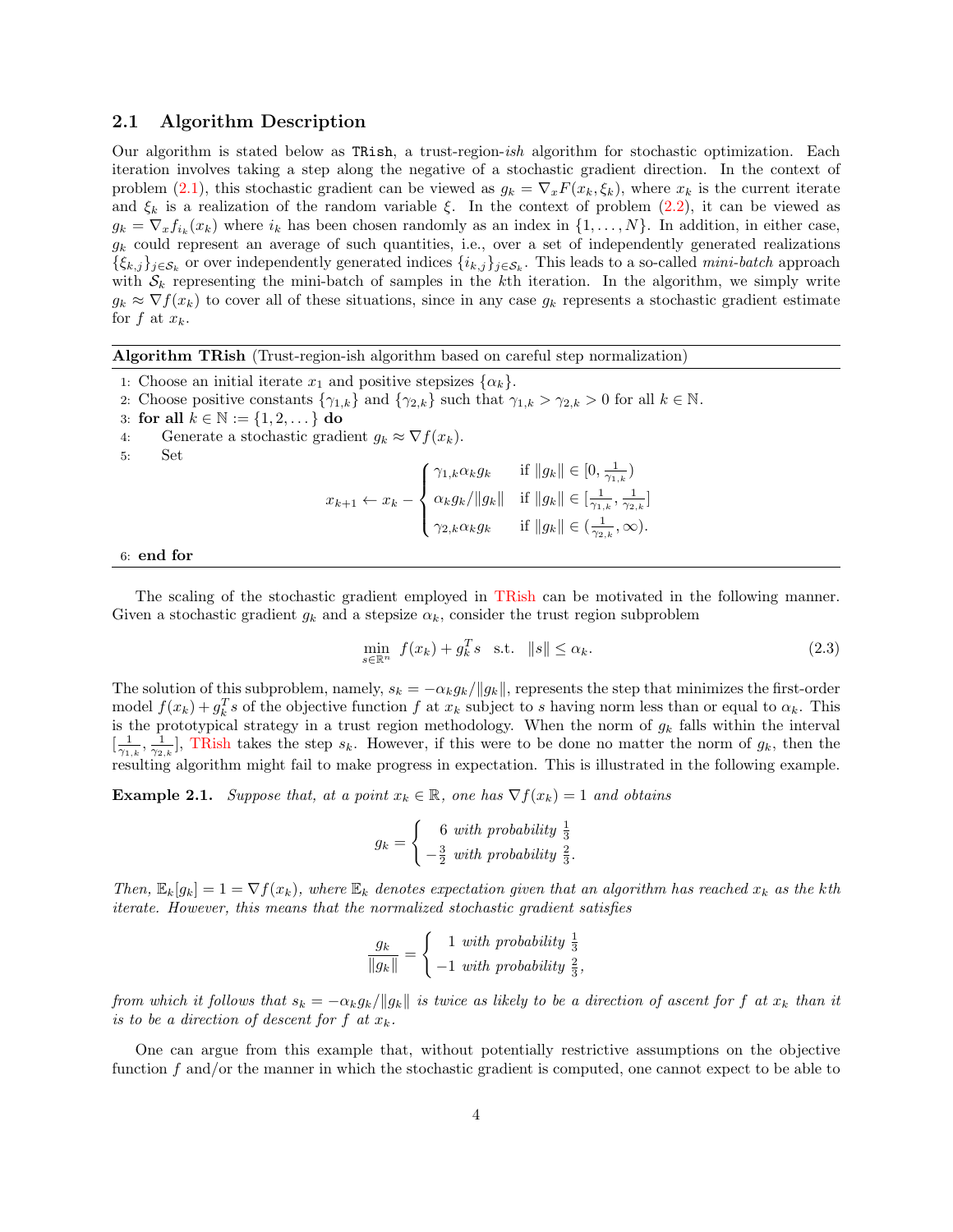### 2.1 Algorithm Description

Our algorithm is stated below as TRish, a trust-region-*ish* algorithm for stochastic optimization. Each iteration involves taking a step along the negative of a stochastic gradient direction. In the context of problem (2.1), this stochastic gradient can be viewed as $g_k = \nabla_x F(x_k, \xi_k)$, where $x_k$ is the current iterate and $\xi_k$ is a realization of the random variable $\xi$. In the context of problem (2.2), it can be viewed as $g_k = \nabla_x f_{i_k}(x_k)$ where $i_k$ has been chosen randomly as an index in $\{1, \dots, N\}$. In addition, in either case, $g_k$ could represent an average of such quantities, i.e., over a set of independently generated realizations $\{\xi_{k,j}\}_{j \in \mathcal{S}_k}$ or over independently generated indices $\{i_{k,j}\}_{j \in \mathcal{S}_k}$. This leads to a so-called *mini-batch* approach with $\mathcal{S}_k$ representing the mini-batch of samples in the $k$th iteration. In the algorithm, we simply write $g_k \approx \nabla f(x_k)$ to cover all of these situations, since in any case $g_k$ represents a stochastic gradient estimate for $f$ at $x_k$.

---

**Algorithm TRish** (Trust-region-ish algorithm based on careful step normalization)

---

1: Choose an initial iterate $x_1$ and positive stepsizes $\{\alpha_k\}$.
2: Choose positive constants $\{\gamma_{1,k}\}$ and $\{\gamma_{2,k}\}$ such that $\gamma_{1,k} > \gamma_{2,k} > 0$ for all $k \in \mathbb{N}$.
3: **for all** $k \in \mathbb{N} := \{1, 2, \dots\}$ **do**
4: Generate a stochastic gradient $g_k \approx \nabla f(x_k)$.
5: Set

$$x_{k+1} \leftarrow x_k - \begin{cases} \gamma_{1,k}\alpha_k g_k & \text{if } \|g_k\| \in [0, \frac{1}{\gamma_{1,k}}) \\ \alpha_k g_k/\|g_k\| & \text{if } \|g_k\| \in [\frac{1}{\gamma_{1,k}}, \frac{1}{\gamma_{2,k}}] \\ \gamma_{2,k}\alpha_k g_k & \text{if } \|g_k\| \in (\frac{1}{\gamma_{2,k}}, \infty). \end{cases}$$

6: **end for**

---

The scaling of the stochastic gradient employed in TRish can be motivated in the following manner. Given a stochastic gradient $g_k$ and a stepsize $\alpha_k$, consider the trust region subproblem

$$\min_{s \in \mathbb{R}^n} \ f(x_k) + g_k^T s \quad \text{s.t.} \quad \|s\| \leq \alpha_k. \tag{2.3}$$

The solution of this subproblem, namely, $s_k = -\alpha_k g_k/\|g_k\|$, represents the step that minimizes the first-order model $f(x_k) + g_k^T s$ of the objective function $f$ at $x_k$ subject to $s$ having norm less than or equal to $\alpha_k$. This is the prototypical strategy in a trust region methodology. When the norm of $g_k$ falls within the interval $[\frac{1}{\gamma_{1,k}}, \frac{1}{\gamma_{2,k}}]$, TRish takes the step $s_k$. However, if this were to be done no matter the norm of $g_k$, then the resulting algorithm might fail to make progress in expectation. This is illustrated in the following example.

**Example 2.1.** *Suppose that, at a point $x_k \in \mathbb{R}$, one has $\nabla f(x_k) = 1$ and obtains*

$$g_k = \begin{cases} 6 & \text{with probability } \frac{1}{3} \\ -\frac{3}{2} & \text{with probability } \frac{2}{3}. \end{cases}$$

*Then, $\mathbb{E}_k[g_k] = 1 = \nabla f(x_k)$, where $\mathbb{E}_k$ denotes expectation given that an algorithm has reached $x_k$ as the $k$th iterate. However, this means that the normalized stochastic gradient satisfies*

$$\frac{g_k}{\|g_k\|} = \begin{cases} 1 & \text{with probability } \frac{1}{3} \\ -1 & \text{with probability } \frac{2}{3}, \end{cases}$$

*from which it follows that $s_k = -\alpha_k g_k/\|g_k\|$ is twice as likely to be a direction of ascent for $f$ at $x_k$ than it is to be a direction of descent for $f$ at $x_k$.*

One can argue from this example that, without potentially restrictive assumptions on the objective function $f$ and/or the manner in which the stochastic gradient is computed, one cannot expect to be able to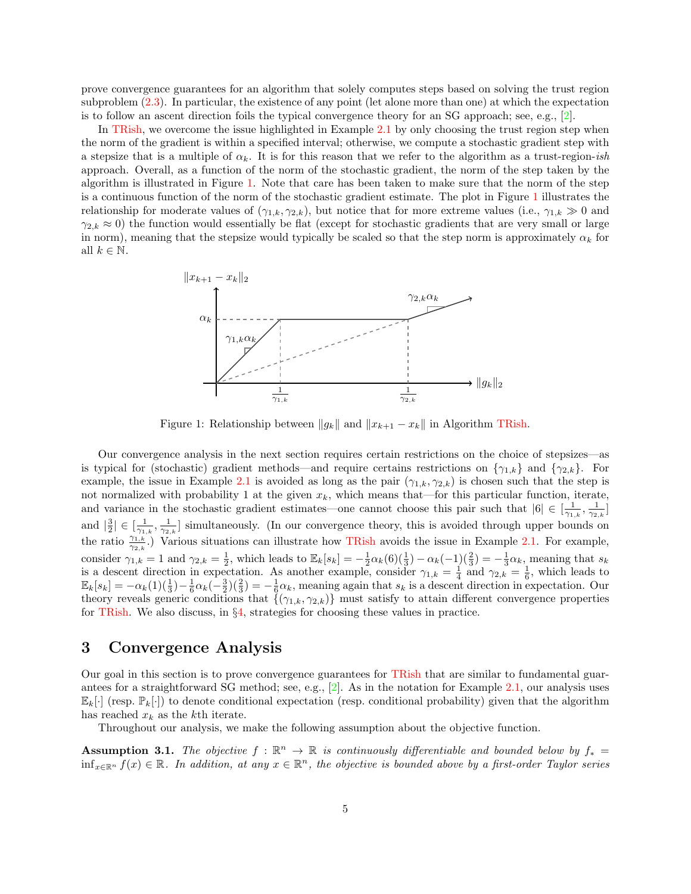prove convergence guarantees for an algorithm that solely computes steps based on solving the trust region subproblem (2.3). In particular, the existence of any point (let alone more than one) at which the expectation is to follow an ascent direction foils the typical convergence theory for an SG approach; see, e.g., [2].

In TRish, we overcome the issue highlighted in Example 2.1 by only choosing the trust region step when the norm of the gradient is within a specified interval; otherwise, we compute a stochastic gradient step with a stepsize that is a multiple of $\alpha_k$. It is for this reason that we refer to the algorithm as a trust-region-*ish* approach. Overall, as a function of the norm of the stochastic gradient, the norm of the step taken by the algorithm is illustrated in Figure 1. Note that care has been taken to make sure that the norm of the step is a continuous function of the norm of the stochastic gradient estimate. The plot in Figure 1 illustrates the relationship for moderate values of $(\gamma_{1,k}, \gamma_{2,k})$, but notice that for more extreme values (i.e., $\gamma_{1,k} \gg 0$ and $\gamma_{2,k} \approx 0$) the function would essentially be flat (except for stochastic gradients that are very small or large in norm), meaning that the stepsize would typically be scaled so that the step norm is approximately $\alpha_k$ for all $k \in \mathbb{N}$.

Figure 1: Relationship between $\|g_k\|$ and $\|x_{k+1} - x_k\|$ in Algorithm TRish.

Our convergence analysis in the next section requires certain restrictions on the choice of stepsizes—as is typical for (stochastic) gradient methods—and require certains restrictions on $\{\gamma_{1,k}\}$ and $\{\gamma_{2,k}\}$. For example, the issue in Example 2.1 is avoided as long as the pair $(\gamma_{1,k}, \gamma_{2,k})$ is chosen such that the step is not normalized with probability 1 at the given $x_k$, which means that—for this particular function, iterate, and variance in the stochastic gradient estimates—one cannot choose this pair such that $|6| \in [\frac{1}{\gamma_{1,k}}, \frac{1}{\gamma_{2,k}}]$ and $|\frac{3}{2}| \in [\frac{1}{\gamma_{1,k}}, \frac{1}{\gamma_{2,k}}]$ simultaneously. (In our convergence theory, this is avoided through upper bounds on the ratio $\frac{\gamma_{1,k}}{\gamma_{2,k}}$.) Various situations can illustrate how TRish avoids the issue in Example 2.1. For example, consider $\gamma_{1,k} = 1$ and $\gamma_{2,k} = \frac{1}{2}$, which leads to $\mathbb{E}_k[s_k] = -\frac{1}{2}\alpha_k(6)(\frac{1}{3}) - \alpha_k(-1)(\frac{2}{3}) = -\frac{1}{3}\alpha_k$, meaning that $s_k$ is a descent direction in expectation. As another example, consider $\gamma_{1,k} = \frac{1}{4}$ and $\gamma_{2,k} = \frac{1}{6}$, which leads to $\mathbb{E}_k[s_k] = -\alpha_k(1)(\frac{1}{3}) - \frac{1}{6}\alpha_k(-\frac{3}{2})(\frac{2}{3}) = -\frac{1}{6}\alpha_k$, meaning again that $s_k$ is a descent direction in expectation. Our theory reveals generic conditions that $\{(\gamma_{1,k}, \gamma_{2,k})\}$ must satisfy to attain different convergence properties for TRish. We also discuss, in §4, strategies for choosing these values in practice.

## 3 Convergence Analysis

Our goal in this section is to prove convergence guarantees for TRish that are similar to fundamental guarantees for a straightforward SG method; see, e.g., [2]. As in the notation for Example 2.1, our analysis uses $\mathbb{E}_k[\cdot]$ (resp. $\mathbb{P}_k[\cdot]$) to denote conditional expectation (resp. conditional probability) given that the algorithm has reached $x_k$ as the $k$th iterate.

Throughout our analysis, we make the following assumption about the objective function.

**Assumption 3.1.** *The objective $f : \mathbb{R}^n \to \mathbb{R}$ is continuously differentiable and bounded below by $f_* = \inf_{x \in \mathbb{R}^n} f(x) \in \mathbb{R}$. In addition, at any $x \in \mathbb{R}^n$, the objective is bounded above by a first-order Taylor series*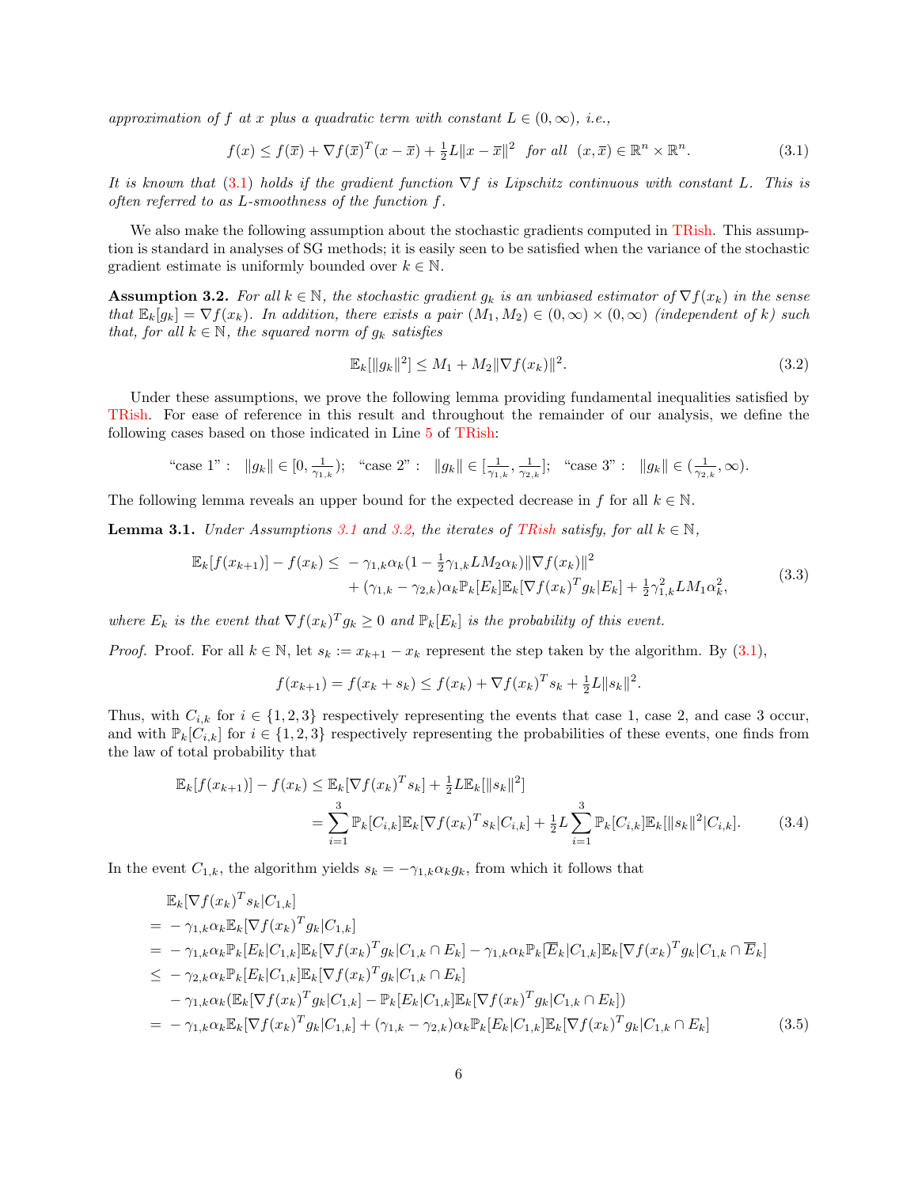*approximation of $f$ at $x$ plus a quadratic term with constant $L \in (0, \infty)$, i.e.,*

$$f(x) \le f(\overline{x}) + \nabla f(\overline{x})^T (x - \overline{x}) + \tfrac{1}{2} L \|x - \overline{x}\|^2 \quad \text{for all} \quad (x, \overline{x}) \in \mathbb{R}^n \times \mathbb{R}^n. \tag{3.1}$$

*It is known that (3.1) holds if the gradient function $\nabla f$ is Lipschitz continuous with constant $L$. This is often referred to as $L$-smoothness of the function $f$.*

We also make the following assumption about the stochastic gradients computed in TRish. This assumption is standard in analyses of SG methods; it is easily seen to be satisfied when the variance of the stochastic gradient estimate is uniformly bounded over $k \in \mathbb{N}$.

**Assumption 3.2.** *For all $k \in \mathbb{N}$, the stochastic gradient $g_k$ is an unbiased estimator of $\nabla f(x_k)$ in the sense that $\mathbb{E}_k[g_k] = \nabla f(x_k)$. In addition, there exists a pair $(M_1, M_2) \in (0, \infty) \times (0, \infty)$ (independent of $k$) such that, for all $k \in \mathbb{N}$, the squared norm of $g_k$ satisfies*

$$\mathbb{E}_k[\|g_k\|^2] \le M_1 + M_2 \|\nabla f(x_k)\|^2. \tag{3.2}$$

Under these assumptions, we prove the following lemma providing fundamental inequalities satisfied by TRish. For ease of reference in this result and throughout the remainder of our analysis, we define the following cases based on those indicated in Line 5 of TRish:

$$\text{“case 1”}: \quad \|g_k\| \in [0, \tfrac{1}{\gamma_{1,k}}); \quad \text{“case 2”}: \quad \|g_k\| \in [\tfrac{1}{\gamma_{1,k}}, \tfrac{1}{\gamma_{2,k}}]; \quad \text{“case 3”}: \quad \|g_k\| \in (\tfrac{1}{\gamma_{2,k}}, \infty).$$

The following lemma reveals an upper bound for the expected decrease in $f$ for all $k \in \mathbb{N}$.

**Lemma 3.1.** *Under Assumptions 3.1 and 3.2, the iterates of TRish satisfy, for all $k \in \mathbb{N}$,*

$$\begin{aligned} \mathbb{E}_k[f(x_{k+1})] - f(x_k) \le \; & -\gamma_{1,k} \alpha_k (1 - \tfrac{1}{2} \gamma_{1,k} L M_2 \alpha_k) \|\nabla f(x_k)\|^2 \\ & + (\gamma_{1,k} - \gamma_{2,k}) \alpha_k \mathbb{P}_k[E_k] \mathbb{E}_k[\nabla f(x_k)^T g_k | E_k] + \tfrac{1}{2} \gamma_{1,k}^2 L M_1 \alpha_k^2, \end{aligned} \tag{3.3}$$

*where $E_k$ is the event that $\nabla f(x_k)^T g_k \ge 0$ and $\mathbb{P}_k[E_k]$ is the probability of this event.*

*Proof.* Proof. For all $k \in \mathbb{N}$, let $s_k := x_{k+1} - x_k$ represent the step taken by the algorithm. By (3.1),

$$f(x_{k+1}) = f(x_k + s_k) \le f(x_k) + \nabla f(x_k)^T s_k + \tfrac{1}{2} L \|s_k\|^2.$$

Thus, with $C_{i,k}$ for $i \in \{1, 2, 3\}$ respectively representing the events that case 1, case 2, and case 3 occur, and with $\mathbb{P}_k[C_{i,k}]$ for $i \in \{1, 2, 3\}$ respectively representing the probabilities of these events, one finds from the law of total probability that

$$\begin{aligned} \mathbb{E}_k[f(x_{k+1})] - f(x_k) &\le \mathbb{E}_k[\nabla f(x_k)^T s_k] + \tfrac{1}{2} L \mathbb{E}_k[\|s_k\|^2] \\ &= \sum_{i=1}^{3} \mathbb{P}_k[C_{i,k}] \mathbb{E}_k[\nabla f(x_k)^T s_k | C_{i,k}] + \tfrac{1}{2} L \sum_{i=1}^{3} \mathbb{P}_k[C_{i,k}] \mathbb{E}_k[\|s_k\|^2 | C_{i,k}]. \end{aligned} \tag{3.4}$$

In the event $C_{1,k}$, the algorithm yields $s_k = -\gamma_{1,k} \alpha_k g_k$, from which it follows that

$$\begin{aligned} & \mathbb{E}_k[\nabla f(x_k)^T s_k | C_{1,k}] \\ = \; & -\gamma_{1,k} \alpha_k \mathbb{E}_k[\nabla f(x_k)^T g_k | C_{1,k}] \\ = \; & -\gamma_{1,k} \alpha_k \mathbb{P}_k[E_k | C_{1,k}] \mathbb{E}_k[\nabla f(x_k)^T g_k | C_{1,k} \cap E_k] - \gamma_{1,k} \alpha_k \mathbb{P}_k[\overline{E}_k | C_{1,k}] \mathbb{E}_k[\nabla f(x_k)^T g_k | C_{1,k} \cap \overline{E}_k] \\ \le \; & -\gamma_{2,k} \alpha_k \mathbb{P}_k[E_k | C_{1,k}] \mathbb{E}_k[\nabla f(x_k)^T g_k | C_{1,k} \cap E_k] \\ & -\gamma_{1,k} \alpha_k (\mathbb{E}_k[\nabla f(x_k)^T g_k | C_{1,k}] - \mathbb{P}_k[E_k | C_{1,k}] \mathbb{E}_k[\nabla f(x_k)^T g_k | C_{1,k} \cap E_k]) \\ = \; & -\gamma_{1,k} \alpha_k \mathbb{E}_k[\nabla f(x_k)^T g_k | C_{1,k}] + (\gamma_{1,k} - \gamma_{2,k}) \alpha_k \mathbb{P}_k[E_k | C_{1,k}] \mathbb{E}_k[\nabla f(x_k)^T g_k | C_{1,k} \cap E_k] \end{aligned} \tag{3.5}$$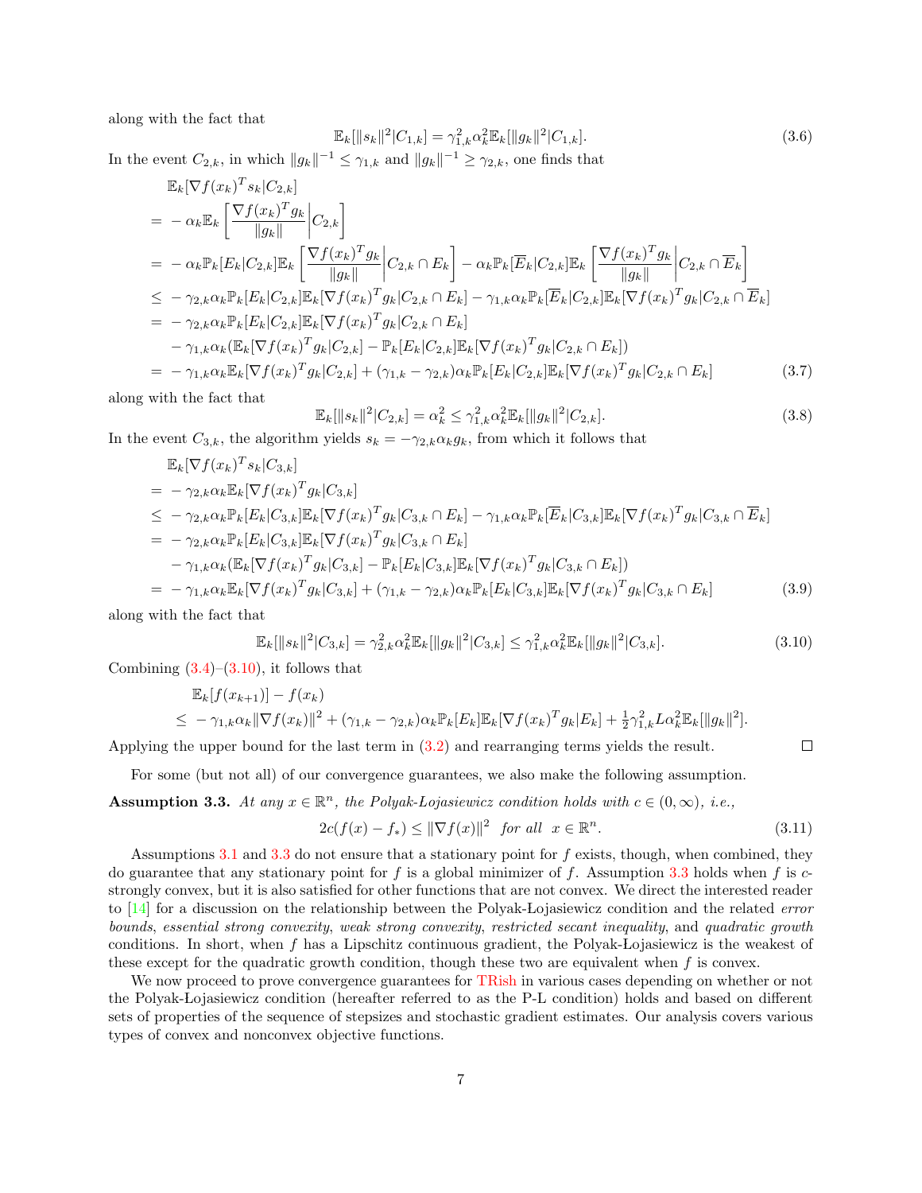along with the fact that

$$\mathbb{E}_k[\|s_k\|^2|C_{1,k}] = \gamma_{1,k}^2\alpha_k^2\mathbb{E}_k[\|g_k\|^2|C_{1,k}]. \tag{3.6}$$

In the event $C_{2,k}$, in which $\|g_k\|^{-1} \leq \gamma_{1,k}$ and $\|g_k\|^{-1} \geq \gamma_{2,k}$, one finds that

$$\begin{aligned}
&\mathbb{E}_k[\nabla f(x_k)^T s_k|C_{2,k}] \\
=&\ -\alpha_k\mathbb{E}_k\left[\frac{\nabla f(x_k)^T g_k}{\|g_k\|}\middle|C_{2,k}\right] \\
=&\ -\alpha_k\mathbb{P}_k[E_k|C_{2,k}]\mathbb{E}_k\left[\frac{\nabla f(x_k)^T g_k}{\|g_k\|}\middle|C_{2,k}\cap E_k\right] - \alpha_k\mathbb{P}_k[\overline{E}_k|C_{2,k}]\mathbb{E}_k\left[\frac{\nabla f(x_k)^T g_k}{\|g_k\|}\middle|C_{2,k}\cap \overline{E}_k\right] \\
\leq&\ -\gamma_{2,k}\alpha_k\mathbb{P}_k[E_k|C_{2,k}]\mathbb{E}_k[\nabla f(x_k)^T g_k|C_{2,k}\cap E_k] - \gamma_{1,k}\alpha_k\mathbb{P}_k[\overline{E}_k|C_{2,k}]\mathbb{E}_k[\nabla f(x_k)^T g_k|C_{2,k}\cap \overline{E}_k] \\
=&\ -\gamma_{2,k}\alpha_k\mathbb{P}_k[E_k|C_{2,k}]\mathbb{E}_k[\nabla f(x_k)^T g_k|C_{2,k}\cap E_k] \\
&\ -\gamma_{1,k}\alpha_k(\mathbb{E}_k[\nabla f(x_k)^T g_k|C_{2,k}] - \mathbb{P}_k[E_k|C_{2,k}]\mathbb{E}_k[\nabla f(x_k)^T g_k|C_{2,k}\cap E_k]) \\
=&\ -\gamma_{1,k}\alpha_k\mathbb{E}_k[\nabla f(x_k)^T g_k|C_{2,k}] + (\gamma_{1,k}-\gamma_{2,k})\alpha_k\mathbb{P}_k[E_k|C_{2,k}]\mathbb{E}_k[\nabla f(x_k)^T g_k|C_{2,k}\cap E_k]
\end{aligned} \tag{3.7}$$

along with the fact that

$$\mathbb{E}_k[\|s_k\|^2|C_{2,k}] = \alpha_k^2 \leq \gamma_{1,k}^2\alpha_k^2\mathbb{E}_k[\|g_k\|^2|C_{2,k}]. \tag{3.8}$$

In the event $C_{3,k}$, the algorithm yields $s_k = -\gamma_{2,k}\alpha_k g_k$, from which it follows that

$$\begin{aligned}
&\mathbb{E}_k[\nabla f(x_k)^T s_k|C_{3,k}] \\
=&\ -\gamma_{2,k}\alpha_k\mathbb{E}_k[\nabla f(x_k)^T g_k|C_{3,k}] \\
\leq&\ -\gamma_{2,k}\alpha_k\mathbb{P}_k[E_k|C_{3,k}]\mathbb{E}_k[\nabla f(x_k)^T g_k|C_{3,k}\cap E_k] - \gamma_{1,k}\alpha_k\mathbb{P}_k[\overline{E}_k|C_{3,k}]\mathbb{E}_k[\nabla f(x_k)^T g_k|C_{3,k}\cap \overline{E}_k] \\
=&\ -\gamma_{2,k}\alpha_k\mathbb{P}_k[E_k|C_{3,k}]\mathbb{E}_k[\nabla f(x_k)^T g_k|C_{3,k}\cap E_k] \\
&\ -\gamma_{1,k}\alpha_k(\mathbb{E}_k[\nabla f(x_k)^T g_k|C_{3,k}] - \mathbb{P}_k[E_k|C_{3,k}]\mathbb{E}_k[\nabla f(x_k)^T g_k|C_{3,k}\cap E_k]) \\
=&\ -\gamma_{1,k}\alpha_k\mathbb{E}_k[\nabla f(x_k)^T g_k|C_{3,k}] + (\gamma_{1,k}-\gamma_{2,k})\alpha_k\mathbb{P}_k[E_k|C_{3,k}]\mathbb{E}_k[\nabla f(x_k)^T g_k|C_{3,k}\cap E_k]
\end{aligned} \tag{3.9}$$

along with the fact that

$$\mathbb{E}_k[\|s_k\|^2|C_{3,k}] = \gamma_{2,k}^2\alpha_k^2\mathbb{E}_k[\|g_k\|^2|C_{3,k}] \leq \gamma_{1,k}^2\alpha_k^2\mathbb{E}_k[\|g_k\|^2|C_{3,k}]. \tag{3.10}$$

Combining (3.4)–(3.10), it follows that

$$\begin{aligned}
&\mathbb{E}_k[f(x_{k+1})] - f(x_k) \\
\leq&\ -\gamma_{1,k}\alpha_k\|\nabla f(x_k)\|^2 + (\gamma_{1,k}-\gamma_{2,k})\alpha_k\mathbb{P}_k[E_k]\mathbb{E}_k[\nabla f(x_k)^T g_k|E_k] + \tfrac{1}{2}\gamma_{1,k}^2 L\alpha_k^2\mathbb{E}_k[\|g_k\|^2].
\end{aligned}$$

Applying the upper bound for the last term in (3.2) and rearranging terms yields the result. □

For some (but not all) of our convergence guarantees, we also make the following assumption.

**Assumption 3.3.** *At any $x \in \mathbb{R}^n$, the Polyak-Lojasiewicz condition holds with $c \in (0,\infty)$, i.e.,*

$$2c(f(x) - f_*) \leq \|\nabla f(x)\|^2 \quad \text{for all} \quad x \in \mathbb{R}^n. \tag{3.11}$$

Assumptions 3.1 and 3.3 do not ensure that a stationary point for $f$ exists, though, when combined, they do guarantee that any stationary point for $f$ is a global minimizer of $f$. Assumption 3.3 holds when $f$ is $c$-strongly convex, but it is also satisfied for other functions that are not convex. We direct the interested reader to [14] for a discussion on the relationship between the Polyak-Lojasiewicz condition and the related *error bounds*, *essential strong convexity*, *weak strong convexity*, *restricted secant inequality*, and *quadratic growth* conditions. In short, when $f$ has a Lipschitz continuous gradient, the Polyak-Lojasiewicz is the weakest of these except for the quadratic growth condition, though these two are equivalent when $f$ is convex.

We now proceed to prove convergence guarantees for TRish in various cases depending on whether or not the Polyak-Lojasiewicz condition (hereafter referred to as the P-L condition) holds and based on different sets of properties of the sequence of stepsizes and stochastic gradient estimates. Our analysis covers various types of convex and nonconvex objective functions.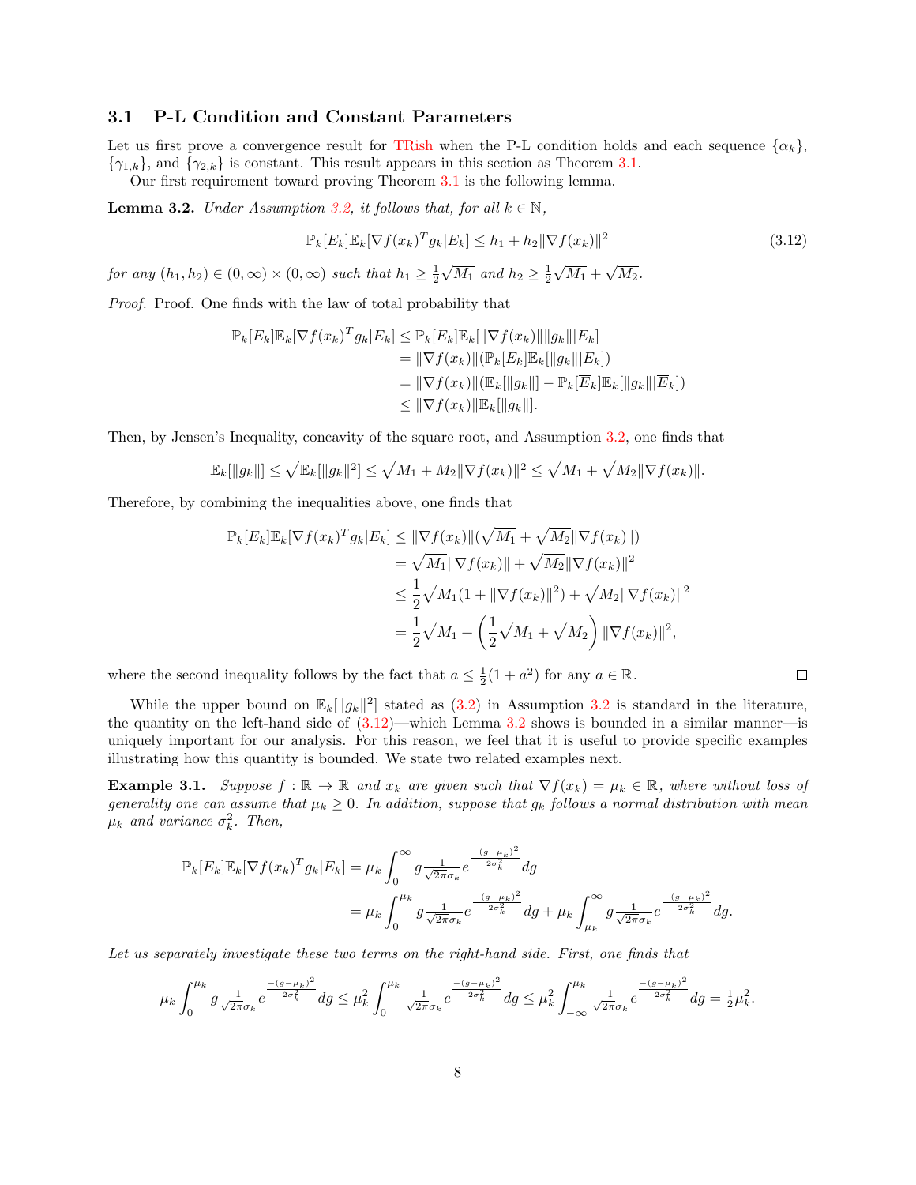### 3.1 P-L Condition and Constant Parameters

Let us first prove a convergence result for TRish when the P-L condition holds and each sequence $\{\alpha_k\}$, $\{\gamma_{1,k}\}$, and $\{\gamma_{2,k}\}$ is constant. This result appears in this section as Theorem 3.1.

Our first requirement toward proving Theorem 3.1 is the following lemma.

**Lemma 3.2.** *Under Assumption 3.2, it follows that, for all $k \in \mathbb{N}$,*

$$\mathbb{P}_k[E_k]\mathbb{E}_k[\nabla f(x_k)^T g_k | E_k] \leq h_1 + h_2 \|\nabla f(x_k)\|^2 \tag{3.12}$$

*for any $(h_1, h_2) \in (0, \infty) \times (0, \infty)$ such that $h_1 \geq \frac{1}{2}\sqrt{M_1}$ and $h_2 \geq \frac{1}{2}\sqrt{M_1} + \sqrt{M_2}$.*

*Proof.* Proof. One finds with the law of total probability that

$$\begin{aligned}
\mathbb{P}_k[E_k]\mathbb{E}_k[\nabla f(x_k)^T g_k | E_k] &\leq \mathbb{P}_k[E_k]\mathbb{E}_k[\|\nabla f(x_k)\|\|g_k\| | E_k] \\
&= \|\nabla f(x_k)\|(\mathbb{P}_k[E_k]\mathbb{E}_k[\|g_k\| | E_k]) \\
&= \|\nabla f(x_k)\|(\mathbb{E}_k[\|g_k\|] - \mathbb{P}_k[\overline{E}_k]\mathbb{E}_k[\|g_k\| | \overline{E}_k]) \\
&\leq \|\nabla f(x_k)\|\mathbb{E}_k[\|g_k\|].
\end{aligned}$$

Then, by Jensen's Inequality, concavity of the square root, and Assumption 3.2, one finds that

$$\mathbb{E}_k[\|g_k\|] \leq \sqrt{\mathbb{E}_k[\|g_k\|^2]} \leq \sqrt{M_1 + M_2\|\nabla f(x_k)\|^2} \leq \sqrt{M_1} + \sqrt{M_2}\|\nabla f(x_k)\|.$$

Therefore, by combining the inequalities above, one finds that

$$\begin{aligned}
\mathbb{P}_k[E_k]\mathbb{E}_k[\nabla f(x_k)^T g_k | E_k] &\leq \|\nabla f(x_k)\|(\sqrt{M_1} + \sqrt{M_2}\|\nabla f(x_k)\|) \\
&= \sqrt{M_1}\|\nabla f(x_k)\| + \sqrt{M_2}\|\nabla f(x_k)\|^2 \\
&\leq \frac{1}{2}\sqrt{M_1}(1 + \|\nabla f(x_k)\|^2) + \sqrt{M_2}\|\nabla f(x_k)\|^2 \\
&= \frac{1}{2}\sqrt{M_1} + \left(\frac{1}{2}\sqrt{M_1} + \sqrt{M_2}\right)\|\nabla f(x_k)\|^2,
\end{aligned}$$

where the second inequality follows by the fact that $a \leq \frac{1}{2}(1 + a^2)$ for any $a \in \mathbb{R}$. $\square$

While the upper bound on $\mathbb{E}_k[\|g_k\|^2]$ stated as (3.2) in Assumption 3.2 is standard in the literature, the quantity on the left-hand side of (3.12)—which Lemma 3.2 shows is bounded in a similar manner—is uniquely important for our analysis. For this reason, we feel that it is useful to provide specific examples illustrating how this quantity is bounded. We state two related examples next.

**Example 3.1.** *Suppose $f : \mathbb{R} \to \mathbb{R}$ and $x_k$ are given such that $\nabla f(x_k) = \mu_k \in \mathbb{R}$, where without loss of generality one can assume that $\mu_k \geq 0$. In addition, suppose that $g_k$ follows a normal distribution with mean $\mu_k$ and variance $\sigma_k^2$. Then,*

$$\begin{aligned}
\mathbb{P}_k[E_k]\mathbb{E}_k[\nabla f(x_k)^T g_k | E_k] &= \mu_k \int_0^\infty g \tfrac{1}{\sqrt{2\pi}\sigma_k} e^{\frac{-(g-\mu_k)^2}{2\sigma_k^2}} dg \\
&= \mu_k \int_0^{\mu_k} g \tfrac{1}{\sqrt{2\pi}\sigma_k} e^{\frac{-(g-\mu_k)^2}{2\sigma_k^2}} dg + \mu_k \int_{\mu_k}^\infty g \tfrac{1}{\sqrt{2\pi}\sigma_k} e^{\frac{-(g-\mu_k)^2}{2\sigma_k^2}} dg.
\end{aligned}$$

*Let us separately investigate these two terms on the right-hand side. First, one finds that*

$$\mu_k \int_0^{\mu_k} g \tfrac{1}{\sqrt{2\pi}\sigma_k} e^{\frac{-(g-\mu_k)^2}{2\sigma_k^2}} dg \leq \mu_k^2 \int_0^{\mu_k} \tfrac{1}{\sqrt{2\pi}\sigma_k} e^{\frac{-(g-\mu_k)^2}{2\sigma_k^2}} dg \leq \mu_k^2 \int_{-\infty}^{\mu_k} \tfrac{1}{\sqrt{2\pi}\sigma_k} e^{\frac{-(g-\mu_k)^2}{2\sigma_k^2}} dg = \tfrac{1}{2}\mu_k^2.$$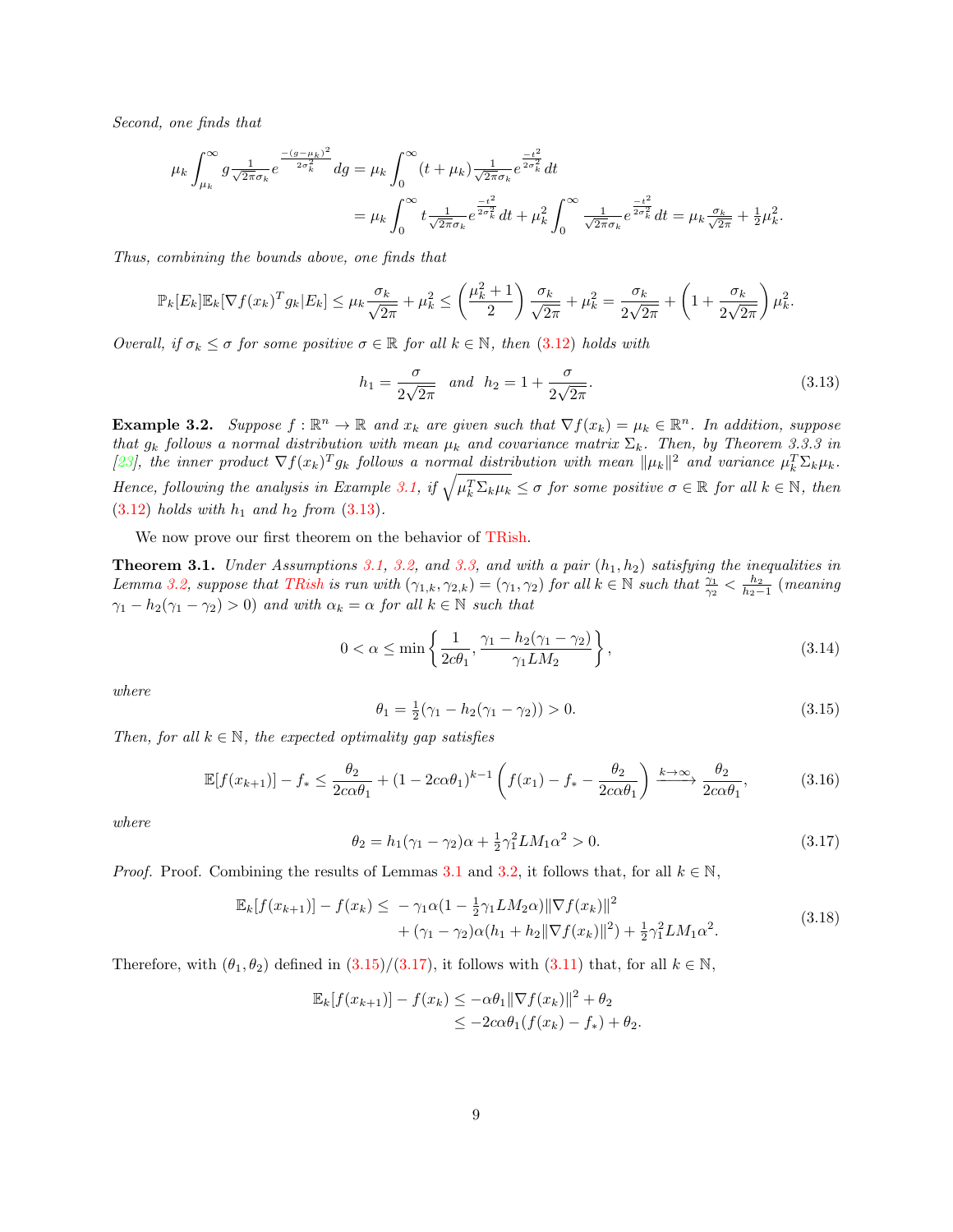*Second, one finds that*

$$\mu_k \int_{\mu_k}^{\infty} g \tfrac{1}{\sqrt{2\pi}\sigma_k} e^{\frac{-(g-\mu_k)^2}{2\sigma_k^2}}\, dg = \mu_k \int_0^{\infty} (t+\mu_k) \tfrac{1}{\sqrt{2\pi}\sigma_k} e^{\frac{-t^2}{2\sigma_k^2}}\, dt$$
$$= \mu_k \int_0^{\infty} t \tfrac{1}{\sqrt{2\pi}\sigma_k} e^{\frac{-t^2}{2\sigma_k^2}}\, dt + \mu_k^2 \int_0^{\infty} \tfrac{1}{\sqrt{2\pi}\sigma_k} e^{\frac{-t^2}{2\sigma_k^2}}\, dt = \mu_k \tfrac{\sigma_k}{\sqrt{2\pi}} + \tfrac{1}{2}\mu_k^2.$$

*Thus, combining the bounds above, one finds that*

$$\mathbb{P}_k[E_k]\mathbb{E}_k[\nabla f(x_k)^T g_k | E_k] \le \mu_k \frac{\sigma_k}{\sqrt{2\pi}} + \mu_k^2 \le \left(\frac{\mu_k^2+1}{2}\right)\frac{\sigma_k}{\sqrt{2\pi}} + \mu_k^2 = \frac{\sigma_k}{2\sqrt{2\pi}} + \left(1 + \frac{\sigma_k}{2\sqrt{2\pi}}\right)\mu_k^2.$$

*Overall, if $\sigma_k \le \sigma$ for some positive $\sigma \in \mathbb{R}$ for all $k \in \mathbb{N}$, then (3.12) holds with*

$$h_1 = \frac{\sigma}{2\sqrt{2\pi}} \quad \text{and} \quad h_2 = 1 + \frac{\sigma}{2\sqrt{2\pi}}. \tag{3.13}$$

**Example 3.2.** *Suppose $f : \mathbb{R}^n \to \mathbb{R}$ and $x_k$ are given such that $\nabla f(x_k) = \mu_k \in \mathbb{R}^n$. In addition, suppose that $g_k$ follows a normal distribution with mean $\mu_k$ and covariance matrix $\Sigma_k$. Then, by Theorem 3.3.3 in [23], the inner product $\nabla f(x_k)^T g_k$ follows a normal distribution with mean $\|\mu_k\|^2$ and variance $\mu_k^T \Sigma_k \mu_k$. Hence, following the analysis in Example 3.1, if $\sqrt{\mu_k^T \Sigma_k \mu_k} \le \sigma$ for some positive $\sigma \in \mathbb{R}$ for all $k \in \mathbb{N}$, then (3.12) holds with $h_1$ and $h_2$ from (3.13).*

We now prove our first theorem on the behavior of TRish.

**Theorem 3.1.** *Under Assumptions 3.1, 3.2, and 3.3, and with a pair $(h_1, h_2)$ satisfying the inequalities in Lemma 3.2, suppose that TRish is run with $(\gamma_{1,k}, \gamma_{2,k}) = (\gamma_1, \gamma_2)$ for all $k \in \mathbb{N}$ such that $\frac{\gamma_1}{\gamma_2} < \frac{h_2}{h_2 - 1}$ (meaning $\gamma_1 - h_2(\gamma_1 - \gamma_2) > 0$) and with $\alpha_k = \alpha$ for all $k \in \mathbb{N}$ such that*

$$0 < \alpha \le \min\left\{\frac{1}{2c\theta_1}, \frac{\gamma_1 - h_2(\gamma_1 - \gamma_2)}{\gamma_1 L M_2}\right\}, \tag{3.14}$$

*where*

$$\theta_1 = \tfrac{1}{2}(\gamma_1 - h_2(\gamma_1 - \gamma_2)) > 0. \tag{3.15}$$

*Then, for all $k \in \mathbb{N}$, the expected optimality gap satisfies*

$$\mathbb{E}[f(x_{k+1})] - f_* \le \frac{\theta_2}{2c\alpha\theta_1} + (1 - 2c\alpha\theta_1)^{k-1}\left(f(x_1) - f_* - \frac{\theta_2}{2c\alpha\theta_1}\right) \xrightarrow{k\to\infty} \frac{\theta_2}{2c\alpha\theta_1}, \tag{3.16}$$

*where*

$$\theta_2 = h_1(\gamma_1 - \gamma_2)\alpha + \tfrac{1}{2}\gamma_1^2 L M_1 \alpha^2 > 0. \tag{3.17}$$

*Proof.* Proof. Combining the results of Lemmas 3.1 and 3.2, it follows that, for all $k \in \mathbb{N}$,

$$\begin{aligned}\mathbb{E}_k[f(x_{k+1})] - f(x_k) \le\ & -\gamma_1\alpha(1 - \tfrac{1}{2}\gamma_1 L M_2 \alpha)\|\nabla f(x_k)\|^2 \\ & + (\gamma_1 - \gamma_2)\alpha(h_1 + h_2\|\nabla f(x_k)\|^2) + \tfrac{1}{2}\gamma_1^2 L M_1 \alpha^2.\end{aligned} \tag{3.18}$$

Therefore, with $(\theta_1, \theta_2)$ defined in (3.15)/(3.17), it follows with (3.11) that, for all $k \in \mathbb{N}$,

$$\begin{aligned}\mathbb{E}_k[f(x_{k+1})] - f(x_k) &\le -\alpha\theta_1\|\nabla f(x_k)\|^2 + \theta_2 \\ &\le -2c\alpha\theta_1(f(x_k) - f_*) + \theta_2.\end{aligned}$$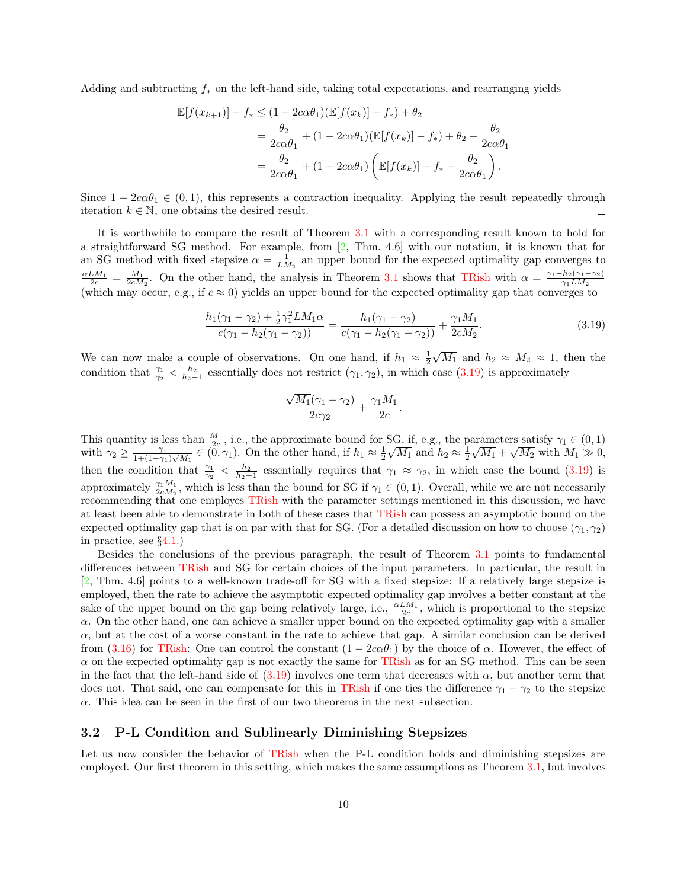Adding and subtracting $f_*$ on the left-hand side, taking total expectations, and rearranging yields

$$
\begin{aligned}
\mathbb{E}[f(x_{k+1})] - f_* &\leq (1 - 2c\alpha\theta_1)(\mathbb{E}[f(x_k)] - f_*) + \theta_2 \\
&= \frac{\theta_2}{2c\alpha\theta_1} + (1 - 2c\alpha\theta_1)(\mathbb{E}[f(x_k)] - f_*) + \theta_2 - \frac{\theta_2}{2c\alpha\theta_1} \\
&= \frac{\theta_2}{2c\alpha\theta_1} + (1 - 2c\alpha\theta_1)\left(\mathbb{E}[f(x_k)] - f_* - \frac{\theta_2}{2c\alpha\theta_1}\right).
\end{aligned}
$$

Since $1 - 2c\alpha\theta_1 \in (0,1)$, this represents a contraction inequality. Applying the result repeatedly through iteration $k \in \mathbb{N}$, one obtains the desired result. □

It is worthwhile to compare the result of Theorem 3.1 with a corresponding result known to hold for a straightforward SG method. For example, from [2, Thm. 4.6] with our notation, it is known that for an SG method with fixed stepsize $\alpha = \frac{1}{LM_2}$ an upper bound for the expected optimality gap converges to $\frac{\alpha LM_1}{2c} = \frac{M_1}{2cM_2}$. On the other hand, the analysis in Theorem 3.1 shows that TRish with $\alpha = \frac{\gamma_1 - h_2(\gamma_1-\gamma_2)}{\gamma_1 LM_2}$ (which may occur, e.g., if $c \approx 0$) yields an upper bound for the expected optimality gap that converges to

$$
\frac{h_1(\gamma_1-\gamma_2) + \frac{1}{2}\gamma_1^2 LM_1\alpha}{c(\gamma_1 - h_2(\gamma_1-\gamma_2))} = \frac{h_1(\gamma_1-\gamma_2)}{c(\gamma_1 - h_2(\gamma_1-\gamma_2))} + \frac{\gamma_1 M_1}{2cM_2}. \tag{3.19}
$$

We can now make a couple of observations. On one hand, if $h_1 \approx \frac{1}{2}\sqrt{M_1}$ and $h_2 \approx M_2 \approx 1$, then the condition that $\frac{\gamma_1}{\gamma_2} < \frac{h_2}{h_2-1}$ essentially does not restrict $(\gamma_1,\gamma_2)$, in which case (3.19) is approximately

$$
\frac{\sqrt{M_1}(\gamma_1-\gamma_2)}{2c\gamma_2} + \frac{\gamma_1 M_1}{2c}.
$$

This quantity is less than $\frac{M_1}{2c}$, i.e., the approximate bound for SG, if, e.g., the parameters satisfy $\gamma_1 \in (0,1)$ with $\gamma_2 \geq \frac{\gamma_1}{1+(1-\gamma_1)\sqrt{M_1}} \in (0,\gamma_1)$. On the other hand, if $h_1 \approx \frac{1}{2}\sqrt{M_1}$ and $h_2 \approx \frac{1}{2}\sqrt{M_1} + \sqrt{M_2}$ with $M_1 \gg 0$, then the condition that $\frac{\gamma_1}{\gamma_2} < \frac{h_2}{h_2-1}$ essentially requires that $\gamma_1 \approx \gamma_2$, in which case the bound (3.19) is approximately $\frac{\gamma_1 M_1}{2cM_2}$, which is less than the bound for SG if $\gamma_1 \in (0,1)$. Overall, while we are not necessarily recommending that one employs TRish with the parameter settings mentioned in this discussion, we have at least been able to demonstrate in both of these cases that TRish can possess an asymptotic bound on the expected optimality gap that is on par with that for SG. (For a detailed discussion on how to choose $(\gamma_1,\gamma_2)$ in practice, see §4.1.)

Besides the conclusions of the previous paragraph, the result of Theorem 3.1 points to fundamental differences between TRish and SG for certain choices of the input parameters. In particular, the result in [2, Thm. 4.6] points to a well-known trade-off for SG with a fixed stepsize: If a relatively large stepsize is employed, then the rate to achieve the asymptotic expected optimality gap involves a better constant at the sake of the upper bound on the gap being relatively large, i.e., $\frac{\alpha LM_1}{2c}$, which is proportional to the stepsize $\alpha$. On the other hand, one can achieve a smaller upper bound on the expected optimality gap with a smaller $\alpha$, but at the cost of a worse constant in the rate to achieve that gap. A similar conclusion can be derived from (3.16) for TRish: One can control the constant $(1 - 2c\alpha\theta_1)$ by the choice of $\alpha$. However, the effect of $\alpha$ on the expected optimality gap is not exactly the same for TRish as for an SG method. This can be seen in the fact that the left-hand side of (3.19) involves one term that decreases with $\alpha$, but another term that does not. That said, one can compensate for this in TRish if one ties the difference $\gamma_1 - \gamma_2$ to the stepsize $\alpha$. This idea can be seen in the first of our two theorems in the next subsection.

## 3.2 P-L Condition and Sublinearly Diminishing Stepsizes

Let us now consider the behavior of TRish when the P-L condition holds and diminishing stepsizes are employed. Our first theorem in this setting, which makes the same assumptions as Theorem 3.1, but involves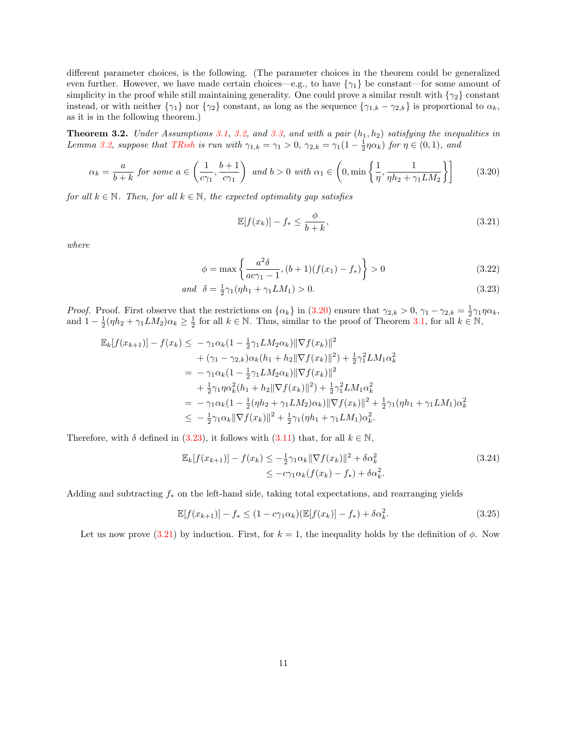different parameter choices, is the following. (The parameter choices in the theorem could be generalized even further. However, we have made certain choices—e.g., to have $\{\gamma_1\}$ be constant—for some amount of simplicity in the proof while still maintaining generality. One could prove a similar result with $\{\gamma_2\}$ constant instead, or with neither $\{\gamma_1\}$ nor $\{\gamma_2\}$ constant, as long as the sequence $\{\gamma_{1,k} - \gamma_{2,k}\}$ is proportional to $\alpha_k$, as it is in the following theorem.)

**Theorem 3.2.** *Under Assumptions 3.1, 3.2, and 3.3, and with a pair $(h_1, h_2)$ satisfying the inequalities in Lemma 3.2, suppose that TRish is run with $\gamma_{1,k} = \gamma_1 > 0$, $\gamma_{2,k} = \gamma_1(1 - \frac{1}{2}\eta\alpha_k)$ for $\eta \in (0,1)$, and*

$$\alpha_k = \frac{a}{b+k} \text{ for some } a \in \left(\frac{1}{c\gamma_1}, \frac{b+1}{c\gamma_1}\right) \text{ and } b > 0 \text{ with } \alpha_1 \in \left(0, \min\left\{\frac{1}{\eta}, \frac{1}{\eta h_2 + \gamma_1 L M_2}\right\}\right] \tag{3.20}$$

*for all $k \in \mathbb{N}$. Then, for all $k \in \mathbb{N}$, the expected optimality gap satisfies*

$$\mathbb{E}[f(x_k)] - f_* \leq \frac{\phi}{b+k}, \tag{3.21}$$

*where*

$$\phi = \max\left\{\frac{a^2\delta}{ac\gamma_1 - 1}, (b+1)(f(x_1) - f_*)\right\} > 0 \tag{3.22}$$

$$\text{and} \quad \delta = \tfrac{1}{2}\gamma_1(\eta h_1 + \gamma_1 L M_1) > 0. \tag{3.23}$$

*Proof.* Proof. First observe that the restrictions on $\{\alpha_k\}$ in (3.20) ensure that $\gamma_{2,k} > 0$, $\gamma_1 - \gamma_{2,k} = \frac{1}{2}\gamma_1\eta\alpha_k$, and $1 - \frac{1}{2}(\eta h_2 + \gamma_1 L M_2)\alpha_k \geq \frac{1}{2}$ for all $k \in \mathbb{N}$. Thus, similar to the proof of Theorem 3.1, for all $k \in \mathbb{N}$,

$$\begin{aligned}
\mathbb{E}_k[f(x_{k+1})] - f(x_k) \leq\ & -\gamma_1\alpha_k(1 - \tfrac{1}{2}\gamma_1 L M_2 \alpha_k)\|\nabla f(x_k)\|^2 \\
& + (\gamma_1 - \gamma_{2,k})\alpha_k(h_1 + h_2\|\nabla f(x_k)\|^2) + \tfrac{1}{2}\gamma_1^2 L M_1 \alpha_k^2 \\
=\ & -\gamma_1\alpha_k(1 - \tfrac{1}{2}\gamma_1 L M_2 \alpha_k)\|\nabla f(x_k)\|^2 \\
& + \tfrac{1}{2}\gamma_1\eta\alpha_k^2(h_1 + h_2\|\nabla f(x_k)\|^2) + \tfrac{1}{2}\gamma_1^2 L M_1 \alpha_k^2 \\
=\ & -\gamma_1\alpha_k(1 - \tfrac{1}{2}(\eta h_2 + \gamma_1 L M_2)\alpha_k)\|\nabla f(x_k)\|^2 + \tfrac{1}{2}\gamma_1(\eta h_1 + \gamma_1 L M_1)\alpha_k^2 \\
\leq\ & -\tfrac{1}{2}\gamma_1\alpha_k\|\nabla f(x_k)\|^2 + \tfrac{1}{2}\gamma_1(\eta h_1 + \gamma_1 L M_1)\alpha_k^2.
\end{aligned}$$

Therefore, with $\delta$ defined in (3.23), it follows with (3.11) that, for all $k \in \mathbb{N}$,

$$\begin{aligned}
\mathbb{E}_k[f(x_{k+1})] - f(x_k) &\leq -\tfrac{1}{2}\gamma_1\alpha_k\|\nabla f(x_k)\|^2 + \delta\alpha_k^2 \\
&\leq -c\gamma_1\alpha_k(f(x_k) - f_*) + \delta\alpha_k^2.
\end{aligned} \tag{3.24}$$

Adding and subtracting $f_*$ on the left-hand side, taking total expectations, and rearranging yields

$$\mathbb{E}[f(x_{k+1})] - f_* \leq (1 - c\gamma_1\alpha_k)(\mathbb{E}[f(x_k)] - f_*) + \delta\alpha_k^2. \tag{3.25}$$

Let us now prove (3.21) by induction. First, for $k = 1$, the inequality holds by the definition of $\phi$. Now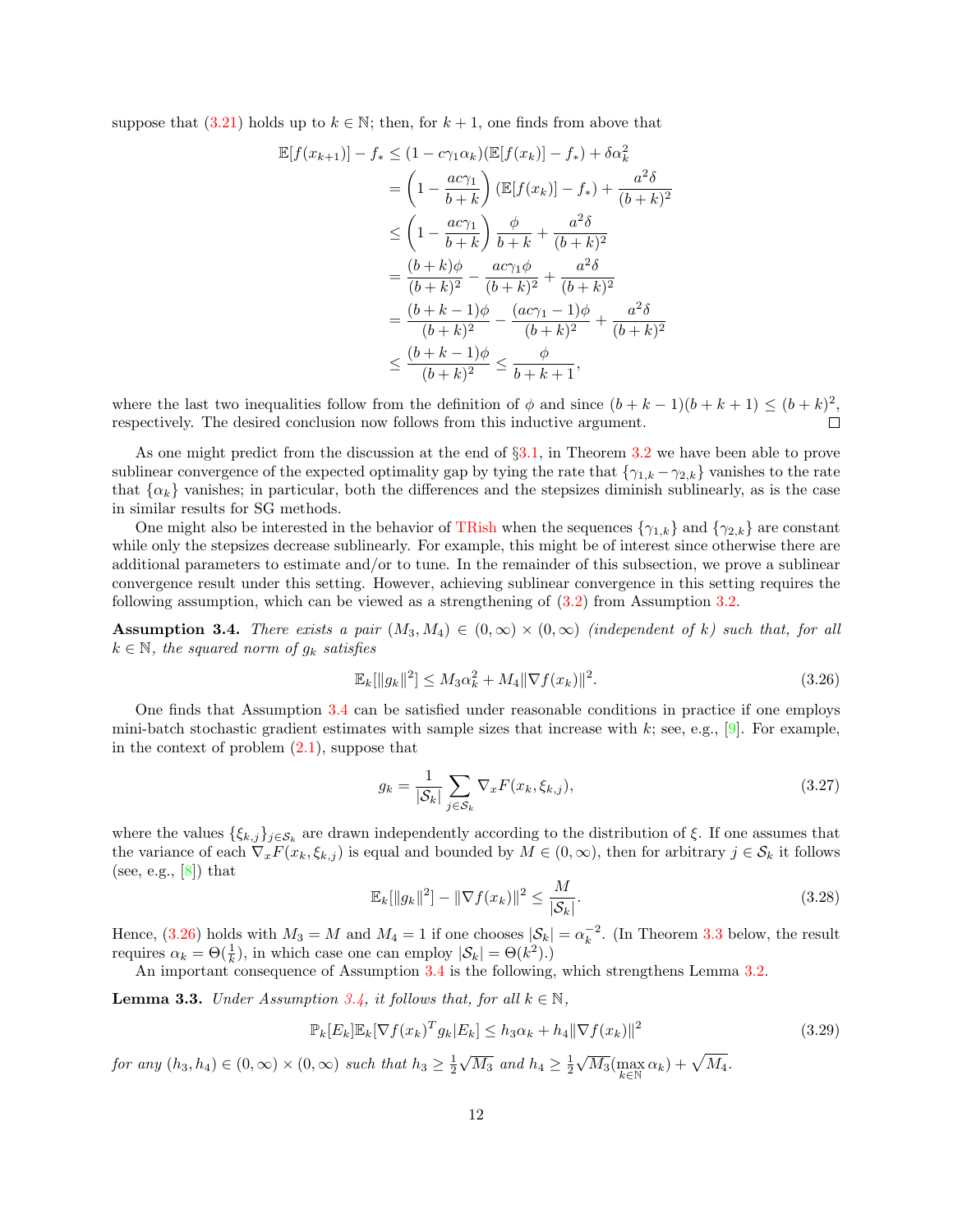suppose that (3.21) holds up to $k \in \mathbb{N}$; then, for $k+1$, one finds from above that

$$
\begin{aligned}
\mathbb{E}[f(x_{k+1})] - f_* &\leq (1 - c\gamma_1\alpha_k)(\mathbb{E}[f(x_k)] - f_*) + \delta\alpha_k^2 \\
&= \left(1 - \frac{ac\gamma_1}{b+k}\right)(\mathbb{E}[f(x_k)] - f_*) + \frac{a^2\delta}{(b+k)^2} \\
&\leq \left(1 - \frac{ac\gamma_1}{b+k}\right)\frac{\phi}{b+k} + \frac{a^2\delta}{(b+k)^2} \\
&= \frac{(b+k)\phi}{(b+k)^2} - \frac{ac\gamma_1\phi}{(b+k)^2} + \frac{a^2\delta}{(b+k)^2} \\
&= \frac{(b+k-1)\phi}{(b+k)^2} - \frac{(ac\gamma_1 - 1)\phi}{(b+k)^2} + \frac{a^2\delta}{(b+k)^2} \\
&\leq \frac{(b+k-1)\phi}{(b+k)^2} \leq \frac{\phi}{b+k+1},
\end{aligned}
$$

where the last two inequalities follow from the definition of $\phi$ and since $(b+k-1)(b+k+1) \leq (b+k)^2$, respectively. The desired conclusion now follows from this inductive argument. ◻

As one might predict from the discussion at the end of §3.1, in Theorem 3.2 we have been able to prove sublinear convergence of the expected optimality gap by tying the rate that $\{\gamma_{1,k} - \gamma_{2,k}\}$ vanishes to the rate that $\{\alpha_k\}$ vanishes; in particular, both the differences and the stepsizes diminish sublinearly, as is the case in similar results for SG methods.

One might also be interested in the behavior of TRish when the sequences $\{\gamma_{1,k}\}$ and $\{\gamma_{2,k}\}$ are constant while only the stepsizes decrease sublinearly. For example, this might be of interest since otherwise there are additional parameters to estimate and/or to tune. In the remainder of this subsection, we prove a sublinear convergence result under this setting. However, achieving sublinear convergence in this setting requires the following assumption, which can be viewed as a strengthening of (3.2) from Assumption 3.2.

**Assumption 3.4.** *There exists a pair $(M_3, M_4) \in (0,\infty) \times (0,\infty)$ (independent of $k$) such that, for all $k \in \mathbb{N}$, the squared norm of $g_k$ satisfies*

$$
\mathbb{E}_k[\|g_k\|^2] \leq M_3\alpha_k^2 + M_4\|\nabla f(x_k)\|^2. \tag{3.26}
$$

One finds that Assumption 3.4 can be satisfied under reasonable conditions in practice if one employs mini-batch stochastic gradient estimates with sample sizes that increase with $k$; see, e.g., [9]. For example, in the context of problem (2.1), suppose that

$$
g_k = \frac{1}{|\mathcal{S}_k|}\sum_{j \in \mathcal{S}_k} \nabla_x F(x_k, \xi_{k,j}), \tag{3.27}
$$

where the values $\{\xi_{k,j}\}_{j \in \mathcal{S}_k}$ are drawn independently according to the distribution of $\xi$. If one assumes that the variance of each $\nabla_x F(x_k, \xi_{k,j})$ is equal and bounded by $M \in (0,\infty)$, then for arbitrary $j \in \mathcal{S}_k$ it follows (see, e.g., [8]) that

$$
\mathbb{E}_k[\|g_k\|^2] - \|\nabla f(x_k)\|^2 \leq \frac{M}{|\mathcal{S}_k|}. \tag{3.28}
$$

Hence, (3.26) holds with $M_3 = M$ and $M_4 = 1$ if one chooses $|\mathcal{S}_k| = \alpha_k^{-2}$. (In Theorem 3.3 below, the result requires $\alpha_k = \Theta(\frac{1}{k})$, in which case one can employ $|\mathcal{S}_k| = \Theta(k^2)$.)

An important consequence of Assumption 3.4 is the following, which strengthens Lemma 3.2.

**Lemma 3.3.** *Under Assumption 3.4, it follows that, for all $k \in \mathbb{N}$,*

$$
\mathbb{P}_k[E_k]\mathbb{E}_k[\nabla f(x_k)^T g_k | E_k] \leq h_3\alpha_k + h_4\|\nabla f(x_k)\|^2 \tag{3.29}
$$

*for any $(h_3, h_4) \in (0,\infty) \times (0,\infty)$ such that $h_3 \geq \frac{1}{2}\sqrt{M_3}$ and $h_4 \geq \frac{1}{2}\sqrt{M_3}(\max_{k \in \mathbb{N}} \alpha_k) + \sqrt{M_4}$.*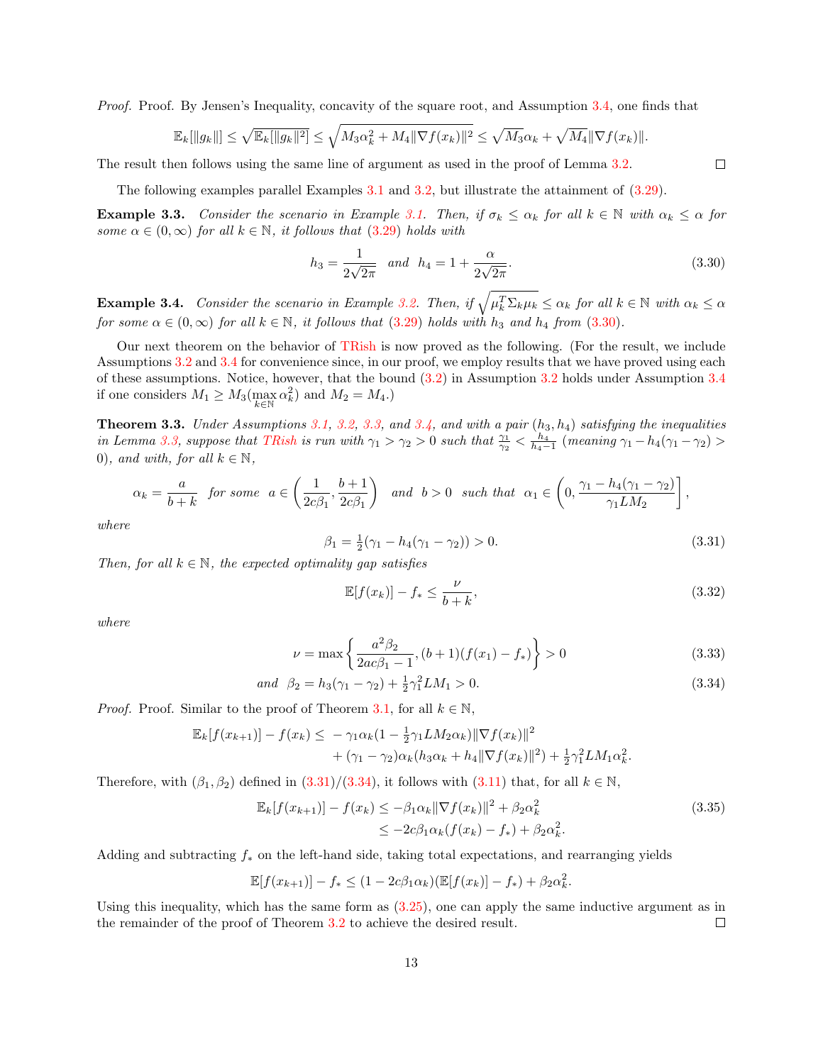*Proof.* Proof. By Jensen's Inequality, concavity of the square root, and Assumption 3.4, one finds that

$$\mathbb{E}_k[\|g_k\|] \leq \sqrt{\mathbb{E}_k[\|g_k\|^2]} \leq \sqrt{M_3\alpha_k^2 + M_4\|\nabla f(x_k)\|^2} \leq \sqrt{M_3}\alpha_k + \sqrt{M_4}\|\nabla f(x_k)\|.$$

The result then follows using the same line of argument as used in the proof of Lemma 3.2. ◻

The following examples parallel Examples 3.1 and 3.2, but illustrate the attainment of (3.29).

**Example 3.3.** *Consider the scenario in Example 3.1. Then, if $\sigma_k \leq \alpha_k$ for all $k \in \mathbb{N}$ with $\alpha_k \leq \alpha$ for some $\alpha \in (0,\infty)$ for all $k \in \mathbb{N}$, it follows that (3.29) holds with*

$$h_3 = \frac{1}{2\sqrt{2\pi}} \quad \text{and} \quad h_4 = 1 + \frac{\alpha}{2\sqrt{2\pi}}. \tag{3.30}$$

**Example 3.4.** *Consider the scenario in Example 3.2. Then, if $\sqrt{\mu_k^T\Sigma_k\mu_k} \leq \alpha_k$ for all $k \in \mathbb{N}$ with $\alpha_k \leq \alpha$ for some $\alpha \in (0,\infty)$ for all $k \in \mathbb{N}$, it follows that (3.29) holds with $h_3$ and $h_4$ from (3.30).*

Our next theorem on the behavior of TRish is now proved as the following. (For the result, we include Assumptions 3.2 and 3.4 for convenience since, in our proof, we employ results that we have proved using each of these assumptions. Notice, however, that the bound (3.2) in Assumption 3.2 holds under Assumption 3.4 if one considers $M_1 \geq M_3(\max_{k\in\mathbb{N}} \alpha_k^2)$ and $M_2 = M_4$.)

**Theorem 3.3.** *Under Assumptions 3.1, 3.2, 3.3, and 3.4, and with a pair $(h_3, h_4)$ satisfying the inequalities in Lemma 3.3, suppose that TRish is run with $\gamma_1 > \gamma_2 > 0$ such that $\frac{\gamma_1}{\gamma_2} < \frac{h_4}{h_4-1}$ (meaning $\gamma_1 - h_4(\gamma_1-\gamma_2) > 0$), and with, for all $k \in \mathbb{N}$,*

$$\alpha_k = \frac{a}{b+k} \quad \text{for some} \quad a \in \left(\frac{1}{2c\beta_1}, \frac{b+1}{2c\beta_1}\right) \quad \text{and} \quad b > 0 \quad \text{such that} \quad \alpha_1 \in \left(0, \frac{\gamma_1 - h_4(\gamma_1-\gamma_2)}{\gamma_1 L M_2}\right],$$

*where*

$$\beta_1 = \tfrac{1}{2}(\gamma_1 - h_4(\gamma_1-\gamma_2)) > 0. \tag{3.31}$$

*Then, for all $k \in \mathbb{N}$, the expected optimality gap satisfies*

$$\mathbb{E}[f(x_k)] - f_* \leq \frac{\nu}{b+k}, \tag{3.32}$$

*where*

$$\nu = \max\left\{\frac{a^2\beta_2}{2ac\beta_1 - 1}, (b+1)(f(x_1) - f_*)\right\} > 0 \tag{3.33}$$

$$\text{and} \quad \beta_2 = h_3(\gamma_1-\gamma_2) + \tfrac{1}{2}\gamma_1^2 L M_1 > 0. \tag{3.34}$$

*Proof.* Proof. Similar to the proof of Theorem 3.1, for all $k \in \mathbb{N}$,

$$\begin{aligned}\mathbb{E}_k[f(x_{k+1})] - f(x_k) \leq &-\gamma_1\alpha_k(1 - \tfrac{1}{2}\gamma_1 L M_2 \alpha_k)\|\nabla f(x_k)\|^2 \\ &+ (\gamma_1-\gamma_2)\alpha_k(h_3\alpha_k + h_4\|\nabla f(x_k)\|^2) + \tfrac{1}{2}\gamma_1^2 L M_1 \alpha_k^2.\end{aligned}$$

Therefore, with $(\beta_1, \beta_2)$ defined in (3.31)/(3.34), it follows with (3.11) that, for all $k \in \mathbb{N}$,

$$\begin{aligned}\mathbb{E}_k[f(x_{k+1})] - f(x_k) &\leq -\beta_1\alpha_k\|\nabla f(x_k)\|^2 + \beta_2\alpha_k^2 \\ &\leq -2c\beta_1\alpha_k(f(x_k) - f_*) + \beta_2\alpha_k^2.\end{aligned} \tag{3.35}$$

Adding and subtracting $f_*$ on the left-hand side, taking total expectations, and rearranging yields

$$\mathbb{E}[f(x_{k+1})] - f_* \leq (1 - 2c\beta_1\alpha_k)(\mathbb{E}[f(x_k)] - f_*) + \beta_2\alpha_k^2.$$

Using this inequality, which has the same form as (3.25), one can apply the same inductive argument as in the remainder of the proof of Theorem 3.2 to achieve the desired result. ◻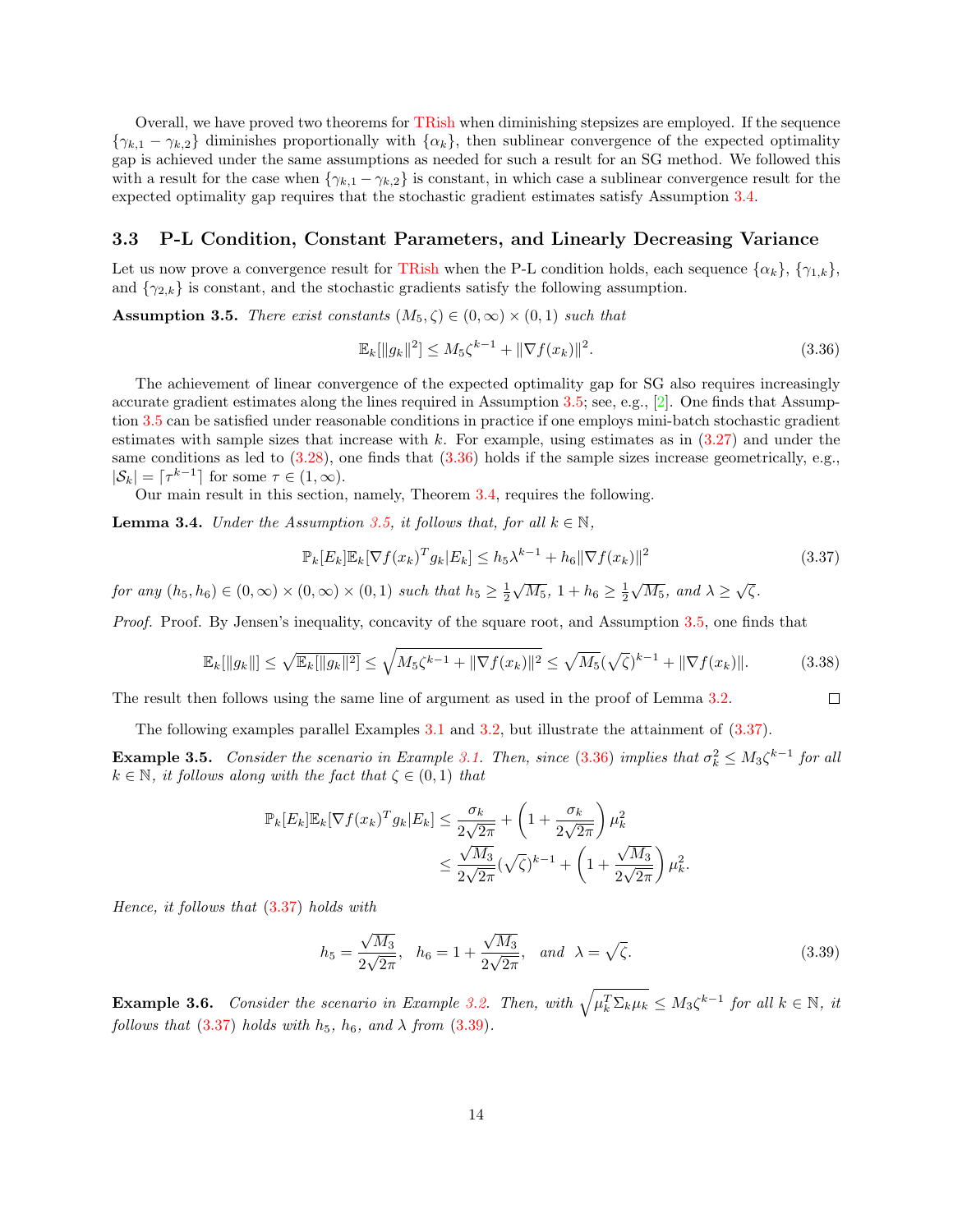Overall, we have proved two theorems for TRish when diminishing stepsizes are employed. If the sequence $\{\gamma_{k,1} - \gamma_{k,2}\}$ diminishes proportionally with $\{\alpha_k\}$, then sublinear convergence of the expected optimality gap is achieved under the same assumptions as needed for such a result for an SG method. We followed this with a result for the case when $\{\gamma_{k,1} - \gamma_{k,2}\}$ is constant, in which case a sublinear convergence result for the expected optimality gap requires that the stochastic gradient estimates satisfy Assumption 3.4.

### 3.3 P-L Condition, Constant Parameters, and Linearly Decreasing Variance

Let us now prove a convergence result for TRish when the P-L condition holds, each sequence $\{\alpha_k\}$, $\{\gamma_{1,k}\}$, and $\{\gamma_{2,k}\}$ is constant, and the stochastic gradients satisfy the following assumption.

**Assumption 3.5.** *There exist constants $(M_5, \zeta) \in (0, \infty) \times (0, 1)$ such that*

$$\mathbb{E}_k[\|g_k\|^2] \leq M_5 \zeta^{k-1} + \|\nabla f(x_k)\|^2. \tag{3.36}$$

The achievement of linear convergence of the expected optimality gap for SG also requires increasingly accurate gradient estimates along the lines required in Assumption 3.5; see, e.g., [2]. One finds that Assumption 3.5 can be satisfied under reasonable conditions in practice if one employs mini-batch stochastic gradient estimates with sample sizes that increase with $k$. For example, using estimates as in (3.27) and under the same conditions as led to (3.28), one finds that (3.36) holds if the sample sizes increase geometrically, e.g., $|\mathcal{S}_k| = \lceil \tau^{k-1} \rceil$ for some $\tau \in (1, \infty)$.

Our main result in this section, namely, Theorem 3.4, requires the following.

**Lemma 3.4.** *Under the Assumption 3.5, it follows that, for all $k \in \mathbb{N}$,*

$$\mathbb{P}_k[E_k]\mathbb{E}_k[\nabla f(x_k)^T g_k | E_k] \leq h_5 \lambda^{k-1} + h_6 \|\nabla f(x_k)\|^2 \tag{3.37}$$

*for any $(h_5, h_6) \in (0, \infty) \times (0, \infty) \times (0, 1)$ such that $h_5 \geq \frac{1}{2}\sqrt{M_5}$, $1 + h_6 \geq \frac{1}{2}\sqrt{M_5}$, and $\lambda \geq \sqrt{\zeta}$.*

*Proof.* Proof. By Jensen's inequality, concavity of the square root, and Assumption 3.5, one finds that

$$\mathbb{E}_k[\|g_k\|] \leq \sqrt{\mathbb{E}_k[\|g_k\|^2]} \leq \sqrt{M_5 \zeta^{k-1} + \|\nabla f(x_k)\|^2} \leq \sqrt{M_5}(\sqrt{\zeta})^{k-1} + \|\nabla f(x_k)\|. \tag{3.38}$$

The result then follows using the same line of argument as used in the proof of Lemma 3.2. □

The following examples parallel Examples 3.1 and 3.2, but illustrate the attainment of (3.37).

**Example 3.5.** *Consider the scenario in Example 3.1. Then, since (3.36) implies that $\sigma_k^2 \leq M_3 \zeta^{k-1}$ for all $k \in \mathbb{N}$, it follows along with the fact that $\zeta \in (0, 1)$ that*

$$\begin{aligned}
\mathbb{P}_k[E_k]\mathbb{E}_k[\nabla f(x_k)^T g_k | E_k] &\leq \frac{\sigma_k}{2\sqrt{2\pi}} + \left(1 + \frac{\sigma_k}{2\sqrt{2\pi}}\right)\mu_k^2 \\
&\leq \frac{\sqrt{M_3}}{2\sqrt{2\pi}}(\sqrt{\zeta})^{k-1} + \left(1 + \frac{\sqrt{M_3}}{2\sqrt{2\pi}}\right)\mu_k^2.
\end{aligned}$$

*Hence, it follows that (3.37) holds with*

$$h_5 = \frac{\sqrt{M_3}}{2\sqrt{2\pi}}, \quad h_6 = 1 + \frac{\sqrt{M_3}}{2\sqrt{2\pi}}, \quad \text{and} \quad \lambda = \sqrt{\zeta}. \tag{3.39}$$

**Example 3.6.** *Consider the scenario in Example 3.2. Then, with $\sqrt{\mu_k^T \Sigma_k \mu_k} \leq M_3 \zeta^{k-1}$ for all $k \in \mathbb{N}$, it follows that (3.37) holds with $h_5$, $h_6$, and $\lambda$ from (3.39).*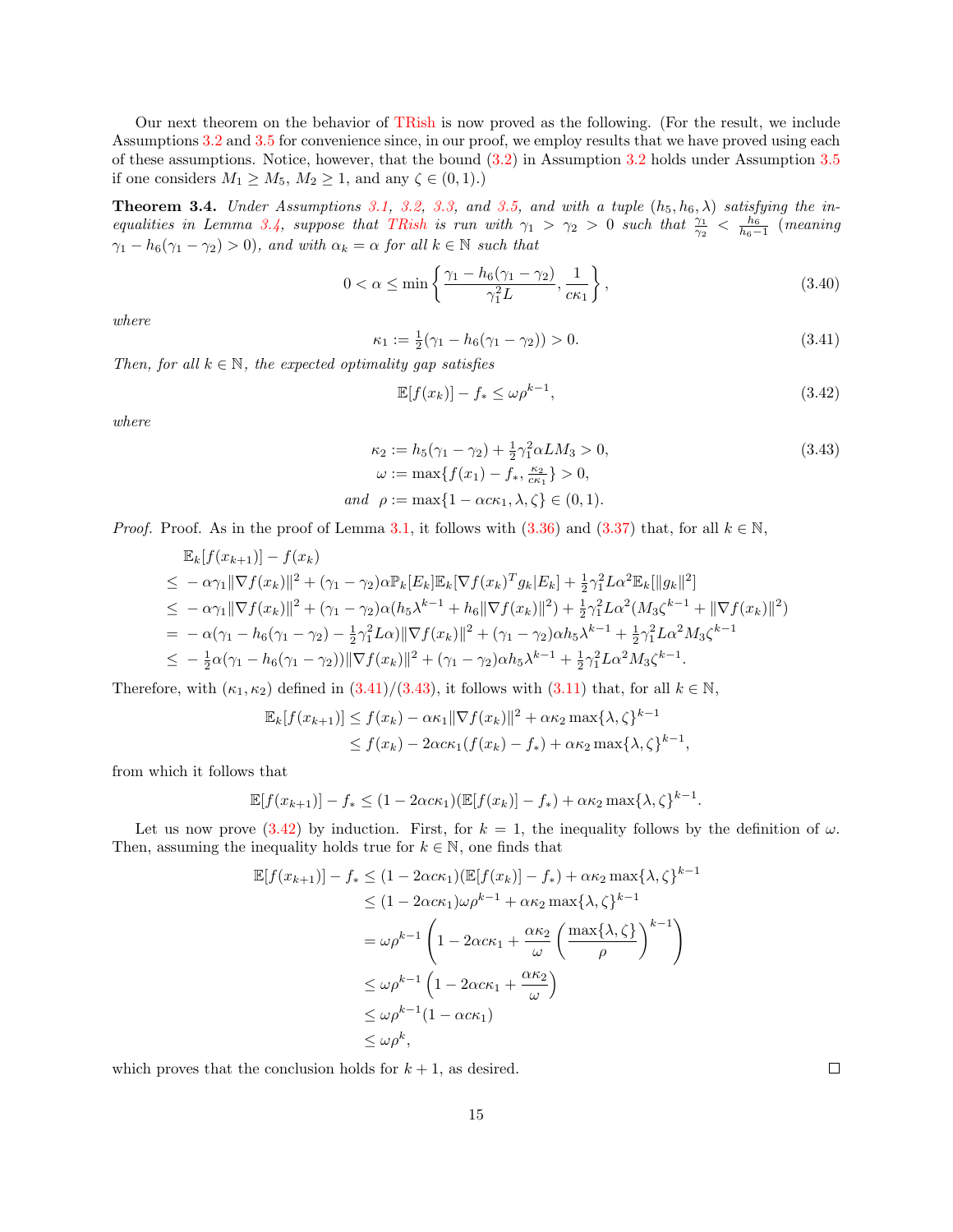Our next theorem on the behavior of TRish is now proved as the following. (For the result, we include Assumptions 3.2 and 3.5 for convenience since, in our proof, we employ results that we have proved using each of these assumptions. Notice, however, that the bound (3.2) in Assumption 3.2 holds under Assumption 3.5 if one considers $M_1 \geq M_5$, $M_2 \geq 1$, and any $\zeta \in (0,1)$.)

**Theorem 3.4.** *Under Assumptions 3.1, 3.2, 3.3, and 3.5, and with a tuple $(h_5, h_6, \lambda)$ satisfying the inequalities in Lemma 3.4, suppose that TRish is run with $\gamma_1 > \gamma_2 > 0$ such that $\frac{\gamma_1}{\gamma_2} < \frac{h_6}{h_6 - 1}$ (meaning $\gamma_1 - h_6(\gamma_1 - \gamma_2) > 0$), and with $\alpha_k = \alpha$ for all $k \in \mathbb{N}$ such that*

$$0 < \alpha \leq \min\left\{\frac{\gamma_1 - h_6(\gamma_1 - \gamma_2)}{\gamma_1^2 L}, \frac{1}{c\kappa_1}\right\}, \tag{3.40}$$

*where*

$$\kappa_1 := \tfrac{1}{2}(\gamma_1 - h_6(\gamma_1 - \gamma_2)) > 0. \tag{3.41}$$

*Then, for all $k \in \mathbb{N}$, the expected optimality gap satisfies*

$$\mathbb{E}[f(x_k)] - f_* \leq \omega\rho^{k-1}, \tag{3.42}$$

*where*

$$\begin{aligned}
\kappa_2 &:= h_5(\gamma_1 - \gamma_2) + \tfrac{1}{2}\gamma_1^2 \alpha L M_3 > 0, \\
\omega &:= \max\{f(x_1) - f_*, \tfrac{\kappa_2}{c\kappa_1}\} > 0, \\
\text{and } \ \rho &:= \max\{1 - \alpha c \kappa_1, \lambda, \zeta\} \in (0,1).
\end{aligned} \tag{3.43}$$

*Proof.* Proof. As in the proof of Lemma 3.1, it follows with (3.36) and (3.37) that, for all $k \in \mathbb{N}$,

$$\begin{aligned}
&\mathbb{E}_k[f(x_{k+1})] - f(x_k) \\
&\leq -\alpha\gamma_1\|\nabla f(x_k)\|^2 + (\gamma_1 - \gamma_2)\alpha\mathbb{P}_k[E_k]\mathbb{E}_k[\nabla f(x_k)^T g_k | E_k] + \tfrac{1}{2}\gamma_1^2 L\alpha^2\mathbb{E}_k[\|g_k\|^2] \\
&\leq -\alpha\gamma_1\|\nabla f(x_k)\|^2 + (\gamma_1 - \gamma_2)\alpha(h_5\lambda^{k-1} + h_6\|\nabla f(x_k)\|^2) + \tfrac{1}{2}\gamma_1^2 L\alpha^2(M_3\zeta^{k-1} + \|\nabla f(x_k)\|^2) \\
&= -\alpha(\gamma_1 - h_6(\gamma_1 - \gamma_2) - \tfrac{1}{2}\gamma_1^2 L\alpha)\|\nabla f(x_k)\|^2 + (\gamma_1 - \gamma_2)\alpha h_5\lambda^{k-1} + \tfrac{1}{2}\gamma_1^2 L\alpha^2 M_3\zeta^{k-1} \\
&\leq -\tfrac{1}{2}\alpha(\gamma_1 - h_6(\gamma_1 - \gamma_2))\|\nabla f(x_k)\|^2 + (\gamma_1 - \gamma_2)\alpha h_5\lambda^{k-1} + \tfrac{1}{2}\gamma_1^2 L\alpha^2 M_3\zeta^{k-1}.
\end{aligned}$$

Therefore, with $(\kappa_1, \kappa_2)$ defined in (3.41)/(3.43), it follows with (3.11) that, for all $k \in \mathbb{N}$,

$$\begin{aligned}
\mathbb{E}_k[f(x_{k+1})] &\leq f(x_k) - \alpha\kappa_1\|\nabla f(x_k)\|^2 + \alpha\kappa_2\max\{\lambda, \zeta\}^{k-1} \\
&\leq f(x_k) - 2\alpha c\kappa_1(f(x_k) - f_*) + \alpha\kappa_2\max\{\lambda, \zeta\}^{k-1},
\end{aligned}$$

from which it follows that

$$\mathbb{E}[f(x_{k+1})] - f_* \leq (1 - 2\alpha c\kappa_1)(\mathbb{E}[f(x_k)] - f_*) + \alpha\kappa_2\max\{\lambda, \zeta\}^{k-1}.$$

Let us now prove (3.42) by induction. First, for $k = 1$, the inequality follows by the definition of $\omega$. Then, assuming the inequality holds true for $k \in \mathbb{N}$, one finds that

$$\begin{aligned}
\mathbb{E}[f(x_{k+1})] - f_* &\leq (1 - 2\alpha c\kappa_1)(\mathbb{E}[f(x_k)] - f_*) + \alpha\kappa_2\max\{\lambda, \zeta\}^{k-1} \\
&\leq (1 - 2\alpha c\kappa_1)\omega\rho^{k-1} + \alpha\kappa_2\max\{\lambda, \zeta\}^{k-1} \\
&= \omega\rho^{k-1}\left(1 - 2\alpha c\kappa_1 + \frac{\alpha\kappa_2}{\omega}\left(\frac{\max\{\lambda, \zeta\}}{\rho}\right)^{k-1}\right) \\
&\leq \omega\rho^{k-1}\left(1 - 2\alpha c\kappa_1 + \frac{\alpha\kappa_2}{\omega}\right) \\
&\leq \omega\rho^{k-1}(1 - \alpha c\kappa_1) \\
&\leq \omega\rho^k,
\end{aligned}$$

which proves that the conclusion holds for $k+1$, as desired. ◻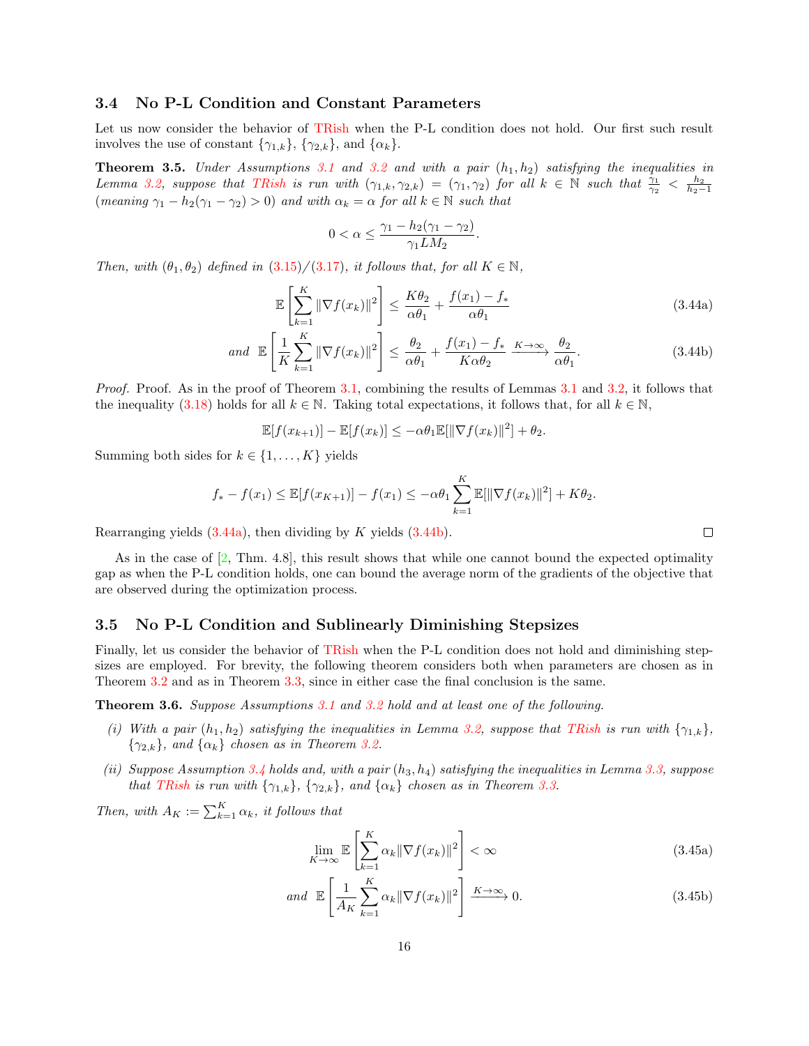### 3.4 No P-L Condition and Constant Parameters

Let us now consider the behavior of TRish when the P-L condition does not hold. Our first such result involves the use of constant $\{\gamma_{1,k}\}$, $\{\gamma_{2,k}\}$, and $\{\alpha_k\}$.

**Theorem 3.5.** *Under Assumptions 3.1 and 3.2 and with a pair $(h_1, h_2)$ satisfying the inequalities in Lemma 3.2, suppose that TRish is run with $(\gamma_{1,k}, \gamma_{2,k}) = (\gamma_1, \gamma_2)$ for all $k \in \mathbb{N}$ such that $\frac{\gamma_1}{\gamma_2} < \frac{h_2}{h_2 - 1}$ (meaning $\gamma_1 - h_2(\gamma_1 - \gamma_2) > 0$) and with $\alpha_k = \alpha$ for all $k \in \mathbb{N}$ such that*

$$0 < \alpha \leq \frac{\gamma_1 - h_2(\gamma_1 - \gamma_2)}{\gamma_1 L M_2}.$$

*Then, with $(\theta_1, \theta_2)$ defined in (3.15)/(3.17), it follows that, for all $K \in \mathbb{N}$,*

$$\mathbb{E}\left[\sum_{k=1}^{K} \|\nabla f(x_k)\|^2\right] \leq \frac{K\theta_2}{\alpha\theta_1} + \frac{f(x_1) - f_*}{\alpha\theta_1} \tag{3.44a}$$

$$\text{and } \; \mathbb{E}\left[\frac{1}{K}\sum_{k=1}^{K} \|\nabla f(x_k)\|^2\right] \leq \frac{\theta_2}{\alpha\theta_1} + \frac{f(x_1) - f_*}{K\alpha\theta_2} \xrightarrow{K\to\infty} \frac{\theta_2}{\alpha\theta_1}. \tag{3.44b}$$

*Proof.* Proof. As in the proof of Theorem 3.1, combining the results of Lemmas 3.1 and 3.2, it follows that the inequality (3.18) holds for all $k \in \mathbb{N}$. Taking total expectations, it follows that, for all $k \in \mathbb{N}$,

$$\mathbb{E}[f(x_{k+1})] - \mathbb{E}[f(x_k)] \leq -\alpha\theta_1 \mathbb{E}[\|\nabla f(x_k)\|^2] + \theta_2.$$

Summing both sides for $k \in \{1, \dots, K\}$ yields

$$f_* - f(x_1) \leq \mathbb{E}[f(x_{K+1})] - f(x_1) \leq -\alpha\theta_1 \sum_{k=1}^{K} \mathbb{E}[\|\nabla f(x_k)\|^2] + K\theta_2.$$

Rearranging yields (3.44a), then dividing by $K$ yields (3.44b). $\square$

As in the case of [2, Thm. 4.8], this result shows that while one cannot bound the expected optimality gap as when the P-L condition holds, one can bound the average norm of the gradients of the objective that are observed during the optimization process.

### 3.5 No P-L Condition and Sublinearly Diminishing Stepsizes

Finally, let us consider the behavior of TRish when the P-L condition does not hold and diminishing stepsizes are employed. For brevity, the following theorem considers both when parameters are chosen as in Theorem 3.2 and as in Theorem 3.3, since in either case the final conclusion is the same.

**Theorem 3.6.** *Suppose Assumptions 3.1 and 3.2 hold and at least one of the following.*

*(i) With a pair $(h_1, h_2)$ satisfying the inequalities in Lemma 3.2, suppose that TRish is run with $\{\gamma_{1,k}\}$, $\{\gamma_{2,k}\}$, and $\{\alpha_k\}$ chosen as in Theorem 3.2.*

*(ii) Suppose Assumption 3.4 holds and, with a pair $(h_3, h_4)$ satisfying the inequalities in Lemma 3.3, suppose that TRish is run with $\{\gamma_{1,k}\}$, $\{\gamma_{2,k}\}$, and $\{\alpha_k\}$ chosen as in Theorem 3.3.*

*Then, with $A_K := \sum_{k=1}^{K} \alpha_k$, it follows that*

$$\lim_{K\to\infty} \mathbb{E}\left[\sum_{k=1}^{K} \alpha_k \|\nabla f(x_k)\|^2\right] < \infty \tag{3.45a}$$

$$\text{and } \; \mathbb{E}\left[\frac{1}{A_K}\sum_{k=1}^{K} \alpha_k \|\nabla f(x_k)\|^2\right] \xrightarrow{K\to\infty} 0. \tag{3.45b}$$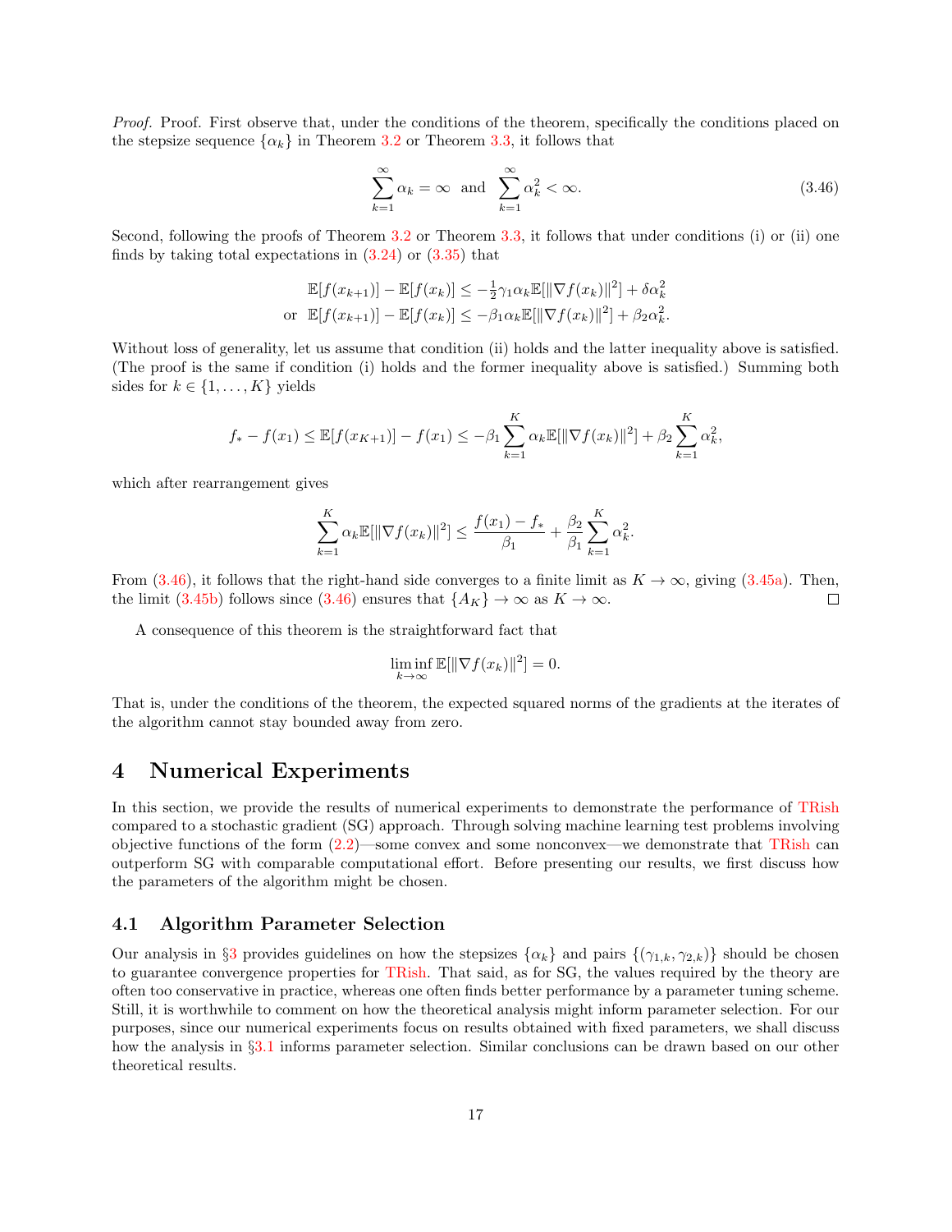*Proof.* Proof. First observe that, under the conditions of the theorem, specifically the conditions placed on the stepsize sequence $\{\alpha_k\}$ in Theorem 3.2 or Theorem 3.3, it follows that

$$\sum_{k=1}^{\infty} \alpha_k = \infty \ \text{ and } \ \sum_{k=1}^{\infty} \alpha_k^2 < \infty. \tag{3.46}$$

Second, following the proofs of Theorem 3.2 or Theorem 3.3, it follows that under conditions (i) or (ii) one finds by taking total expectations in (3.24) or (3.35) that

$$\begin{aligned} &\mathbb{E}[f(x_{k+1})] - \mathbb{E}[f(x_k)] \leq -\tfrac{1}{2}\gamma_1 \alpha_k \mathbb{E}[\|\nabla f(x_k)\|^2] + \delta \alpha_k^2 \\ \text{or } \ &\mathbb{E}[f(x_{k+1})] - \mathbb{E}[f(x_k)] \leq -\beta_1 \alpha_k \mathbb{E}[\|\nabla f(x_k)\|^2] + \beta_2 \alpha_k^2. \end{aligned}$$

Without loss of generality, let us assume that condition (ii) holds and the latter inequality above is satisfied. (The proof is the same if condition (i) holds and the former inequality above is satisfied.) Summing both sides for $k \in \{1, \dots, K\}$ yields

$$f_* - f(x_1) \leq \mathbb{E}[f(x_{K+1})] - f(x_1) \leq -\beta_1 \sum_{k=1}^{K} \alpha_k \mathbb{E}[\|\nabla f(x_k)\|^2] + \beta_2 \sum_{k=1}^{K} \alpha_k^2,$$

which after rearrangement gives

$$\sum_{k=1}^{K} \alpha_k \mathbb{E}[\|\nabla f(x_k)\|^2] \leq \frac{f(x_1) - f_*}{\beta_1} + \frac{\beta_2}{\beta_1} \sum_{k=1}^{K} \alpha_k^2.$$

From (3.46), it follows that the right-hand side converges to a finite limit as $K \to \infty$, giving (3.45a). Then, the limit (3.45b) follows since (3.46) ensures that $\{A_K\} \to \infty$ as $K \to \infty$. □

A consequence of this theorem is the straightforward fact that

$$\liminf_{k \to \infty} \mathbb{E}[\|\nabla f(x_k)\|^2] = 0.$$

That is, under the conditions of the theorem, the expected squared norms of the gradients at the iterates of the algorithm cannot stay bounded away from zero.

# 4 Numerical Experiments

In this section, we provide the results of numerical experiments to demonstrate the performance of TRish compared to a stochastic gradient (SG) approach. Through solving machine learning test problems involving objective functions of the form (2.2)—some convex and some nonconvex—we demonstrate that TRish can outperform SG with comparable computational effort. Before presenting our results, we first discuss how the parameters of the algorithm might be chosen.

## 4.1 Algorithm Parameter Selection

Our analysis in §3 provides guidelines on how the stepsizes $\{\alpha_k\}$ and pairs $\{(\gamma_{1,k}, \gamma_{2,k})\}$ should be chosen to guarantee convergence properties for TRish. That said, as for SG, the values required by the theory are often too conservative in practice, whereas one often finds better performance by a parameter tuning scheme. Still, it is worthwhile to comment on how the theoretical analysis might inform parameter selection. For our purposes, since our numerical experiments focus on results obtained with fixed parameters, we shall discuss how the analysis in §3.1 informs parameter selection. Similar conclusions can be drawn based on our other theoretical results.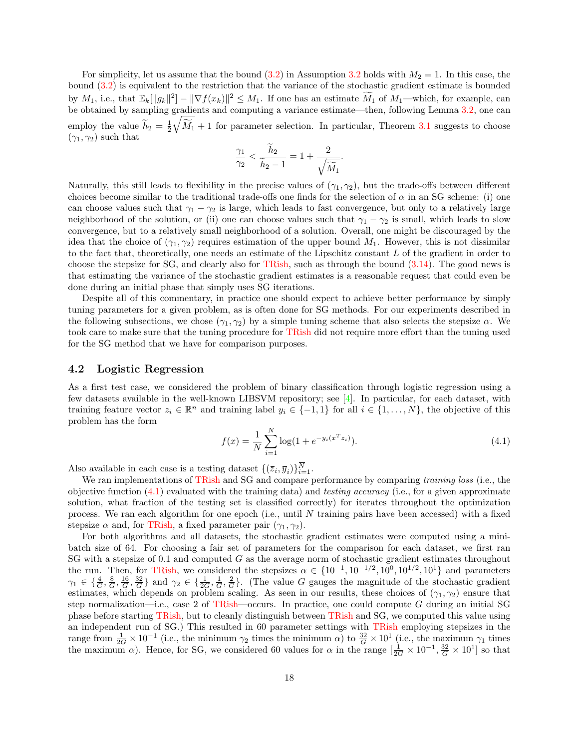For simplicity, let us assume that the bound (3.2) in Assumption 3.2 holds with $M_2 = 1$. In this case, the bound (3.2) is equivalent to the restriction that the variance of the stochastic gradient estimate is bounded by $M_1$, i.e., that $\mathbb{E}_k[\|g_k\|^2] - \|\nabla f(x_k)\|^2 \leq M_1$. If one has an estimate $\widetilde{M}_1$ of $M_1$—which, for example, can be obtained by sampling gradients and computing a variance estimate—then, following Lemma 3.2, one can employ the value $\widetilde{h}_2 = \frac{1}{2}\sqrt{\widetilde{M}_1} + 1$ for parameter selection. In particular, Theorem 3.1 suggests to choose $(\gamma_1, \gamma_2)$ such that

$$\frac{\gamma_1}{\gamma_2} < \frac{\widetilde{h}_2}{\widetilde{h}_2 - 1} = 1 + \frac{2}{\sqrt{\widetilde{M}_1}}.$$

Naturally, this still leads to flexibility in the precise values of $(\gamma_1, \gamma_2)$, but the trade-offs between different choices become similar to the traditional trade-offs one finds for the selection of $\alpha$ in an SG scheme: (i) one can choose values such that $\gamma_1 - \gamma_2$ is large, which leads to fast convergence, but only to a relatively large neighborhood of the solution, or (ii) one can choose values such that $\gamma_1 - \gamma_2$ is small, which leads to slow convergence, but to a relatively small neighborhood of a solution. Overall, one might be discouraged by the idea that the choice of $(\gamma_1, \gamma_2)$ requires estimation of the upper bound $M_1$. However, this is not dissimilar to the fact that, theoretically, one needs an estimate of the Lipschitz constant $L$ of the gradient in order to choose the stepsize for SG, and clearly also for TRish, such as through the bound (3.14). The good news is that estimating the variance of the stochastic gradient estimates is a reasonable request that could even be done during an initial phase that simply uses SG iterations.

Despite all of this commentary, in practice one should expect to achieve better performance by simply tuning parameters for a given problem, as is often done for SG methods. For our experiments described in the following subsections, we chose $(\gamma_1, \gamma_2)$ by a simple tuning scheme that also selects the stepsize $\alpha$. We took care to make sure that the tuning procedure for TRish did not require more effort than the tuning used for the SG method that we have for comparison purposes.

## 4.2 Logistic Regression

As a first test case, we considered the problem of binary classification through logistic regression using a few datasets available in the well-known LIBSVM repository; see [4]. In particular, for each dataset, with training feature vector $z_i \in \mathbb{R}^n$ and training label $y_i \in \{-1, 1\}$ for all $i \in \{1, \dots, N\}$, the objective of this problem has the form

$$f(x) = \frac{1}{N}\sum_{i=1}^{N} \log(1 + e^{-y_i(x^T z_i)}). \tag{4.1}$$

Also available in each case is a testing dataset $\{(\overline{z}_i, \overline{y}_i)\}_{i=1}^{\overline{N}}$.

We ran implementations of TRish and SG and compare performance by comparing *training loss* (i.e., the objective function (4.1) evaluated with the training data) and *testing accuracy* (i.e., for a given approximate solution, what fraction of the testing set is classified correctly) for iterates throughout the optimization process. We ran each algorithm for one epoch (i.e., until $N$ training pairs have been accessed) with a fixed stepsize $\alpha$ and, for TRish, a fixed parameter pair $(\gamma_1, \gamma_2)$.

For both algorithms and all datasets, the stochastic gradient estimates were computed using a mini-batch size of 64. For choosing a fair set of parameters for the comparison for each dataset, we first ran SG with a stepsize of 0.1 and computed $G$ as the average norm of stochastic gradient estimates throughout the run. Then, for TRish, we considered the stepsizes $\alpha \in \{10^{-1}, 10^{-1/2}, 10^0, 10^{1/2}, 10^1\}$ and parameters $\gamma_1 \in \{\frac{4}{G}, \frac{8}{G}, \frac{16}{G}, \frac{32}{G}\}$ and $\gamma_2 \in \{\frac{1}{2G}, \frac{1}{G}, \frac{2}{G}\}$. (The value $G$ gauges the magnitude of the stochastic gradient estimates, which depends on problem scaling. As seen in our results, these choices of $(\gamma_1, \gamma_2)$ ensure that step normalization—i.e., case 2 of TRish—occurs. In practice, one could compute $G$ during an initial SG phase before starting TRish, but to cleanly distinguish between TRish and SG, we computed this value using an independent run of SG.) This resulted in 60 parameter settings with TRish employing stepsizes in the range from $\frac{1}{2G} \times 10^{-1}$ (i.e., the minimum $\gamma_2$ times the minimum $\alpha$) to $\frac{32}{G} \times 10^1$ (i.e., the maximum $\gamma_1$ times the maximum $\alpha$). Hence, for SG, we considered 60 values for $\alpha$ in the range $[\frac{1}{2G} \times 10^{-1}, \frac{32}{G} \times 10^1]$ so that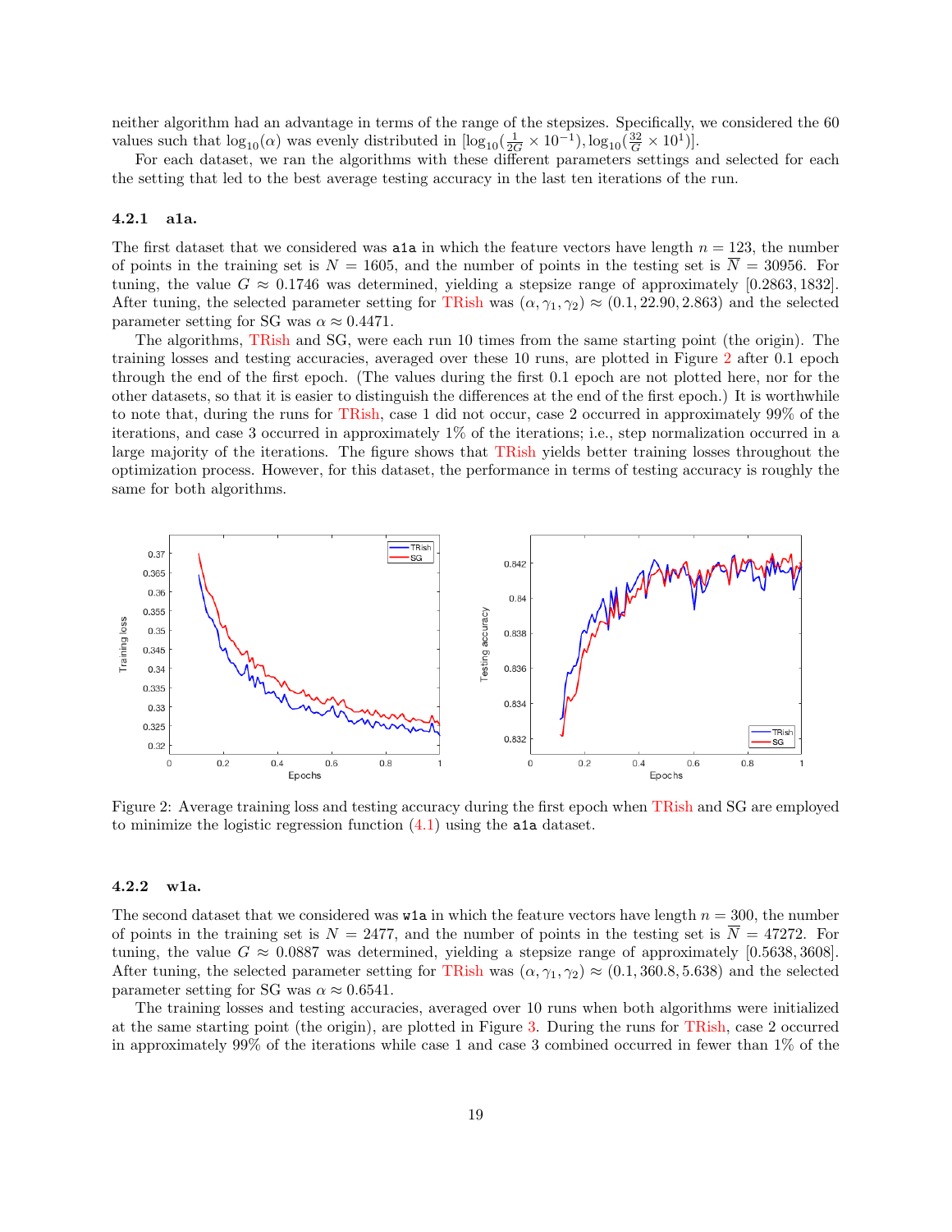neither algorithm had an advantage in terms of the range of the stepsizes. Specifically, we considered the 60 values such that $\log_{10}(\alpha)$ was evenly distributed in $[\log_{10}(\frac{1}{2G} \times 10^{-1}), \log_{10}(\frac{32}{G} \times 10^{1})]$.

For each dataset, we ran the algorithms with these different parameters settings and selected for each the setting that led to the best average testing accuracy in the last ten iterations of the run.

### 4.2.1 a1a.

The first dataset that we considered was `a1a` in which the feature vectors have length $n = 123$, the number of points in the training set is $N = 1605$, and the number of points in the testing set is $\overline{N} = 30956$. For tuning, the value $G \approx 0.1746$ was determined, yielding a stepsize range of approximately $[0.2863, 1832]$. After tuning, the selected parameter setting for TRish was $(\alpha, \gamma_1, \gamma_2) \approx (0.1, 22.90, 2.863)$ and the selected parameter setting for SG was $\alpha \approx 0.4471$.

The algorithms, TRish and SG, were each run 10 times from the same starting point (the origin). The training losses and testing accuracies, averaged over these 10 runs, are plotted in Figure 2 after 0.1 epoch through the end of the first epoch. (The values during the first 0.1 epoch are not plotted here, nor for the other datasets, so that it is easier to distinguish the differences at the end of the first epoch.) It is worthwhile to note that, during the runs for TRish, case 1 did not occur, case 2 occurred in approximately 99% of the iterations, and case 3 occurred in approximately 1% of the iterations; i.e., step normalization occurred in a large majority of the iterations. The figure shows that TRish yields better training losses throughout the optimization process. However, for this dataset, the performance in terms of testing accuracy is roughly the same for both algorithms.

Figure 2: Average training loss and testing accuracy during the first epoch when TRish and SG are employed to minimize the logistic regression function (4.1) using the `a1a` dataset.

### 4.2.2 w1a.

The second dataset that we considered was `w1a` in which the feature vectors have length $n = 300$, the number of points in the training set is $N = 2477$, and the number of points in the testing set is $\overline{N} = 47272$. For tuning, the value $G \approx 0.0887$ was determined, yielding a stepsize range of approximately $[0.5638, 3608]$. After tuning, the selected parameter setting for TRish was $(\alpha, \gamma_1, \gamma_2) \approx (0.1, 360.8, 5.638)$ and the selected parameter setting for SG was $\alpha \approx 0.6541$.

The training losses and testing accuracies, averaged over 10 runs when both algorithms were initialized at the same starting point (the origin), are plotted in Figure 3. During the runs for TRish, case 2 occurred in approximately 99% of the iterations while case 1 and case 3 combined occurred in fewer than 1% of the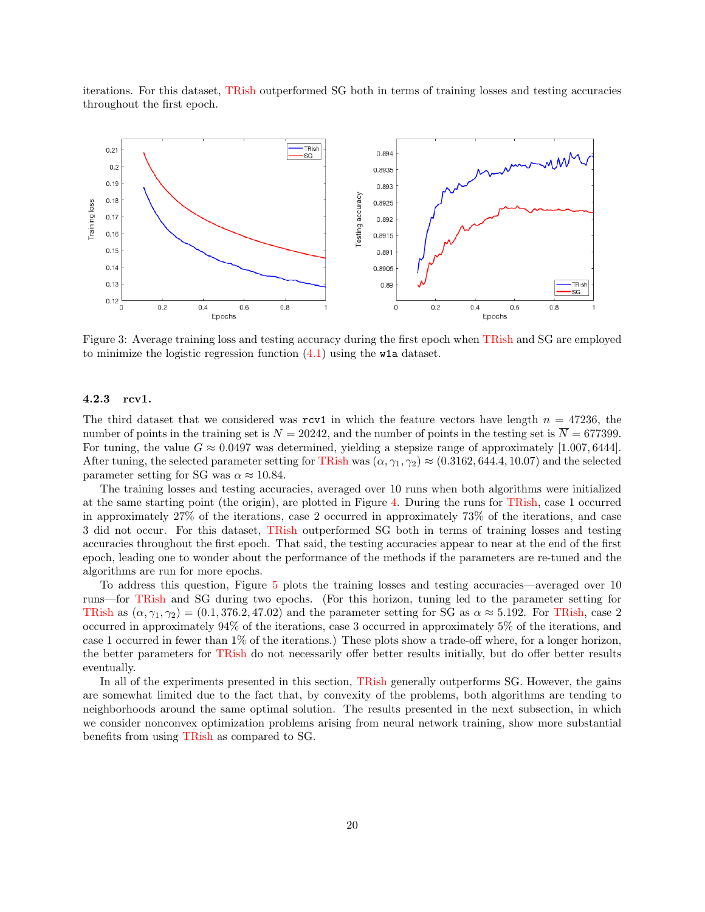iterations. For this dataset, TRish outperformed SG both in terms of training losses and testing accuracies throughout the first epoch.

Figure 3: Average training loss and testing accuracy during the first epoch when TRish and SG are employed to minimize the logistic regression function (4.1) using the `w1a` dataset.

#### 4.2.3 rcv1.

The third dataset that we considered was `rcv1` in which the feature vectors have length $n = 47236$, the number of points in the training set is $N = 20242$, and the number of points in the testing set is $\overline{N} = 677399$. For tuning, the value $G \approx 0.0497$ was determined, yielding a stepsize range of approximately $[1.007, 6444]$. After tuning, the selected parameter setting for TRish was $(\alpha, \gamma_1, \gamma_2) \approx (0.3162, 644.4, 10.07)$ and the selected parameter setting for SG was $\alpha \approx 10.84$.

The training losses and testing accuracies, averaged over 10 runs when both algorithms were initialized at the same starting point (the origin), are plotted in Figure 4. During the runs for TRish, case 1 occurred in approximately 27% of the iterations, case 2 occurred in approximately 73% of the iterations, and case 3 did not occur. For this dataset, TRish outperformed SG both in terms of training losses and testing accuracies throughout the first epoch. That said, the testing accuracies appear to near at the end of the first epoch, leading one to wonder about the performance of the methods if the parameters are re-tuned and the algorithms are run for more epochs.

To address this question, Figure 5 plots the training losses and testing accuracies—averaged over 10 runs—for TRish and SG during two epochs. (For this horizon, tuning led to the parameter setting for TRish as $(\alpha, \gamma_1, \gamma_2) = (0.1, 376.2, 47.02)$ and the parameter setting for SG as $\alpha \approx 5.192$. For TRish, case 2 occurred in approximately 94% of the iterations, case 3 occurred in approximately 5% of the iterations, and case 1 occurred in fewer than 1% of the iterations.) These plots show a trade-off where, for a longer horizon, the better parameters for TRish do not necessarily offer better results initially, but do offer better results eventually.

In all of the experiments presented in this section, TRish generally outperforms SG. However, the gains are somewhat limited due to the fact that, by convexity of the problems, both algorithms are tending to neighborhoods around the same optimal solution. The results presented in the next subsection, in which we consider nonconvex optimization problems arising from neural network training, show more substantial benefits from using TRish as compared to SG.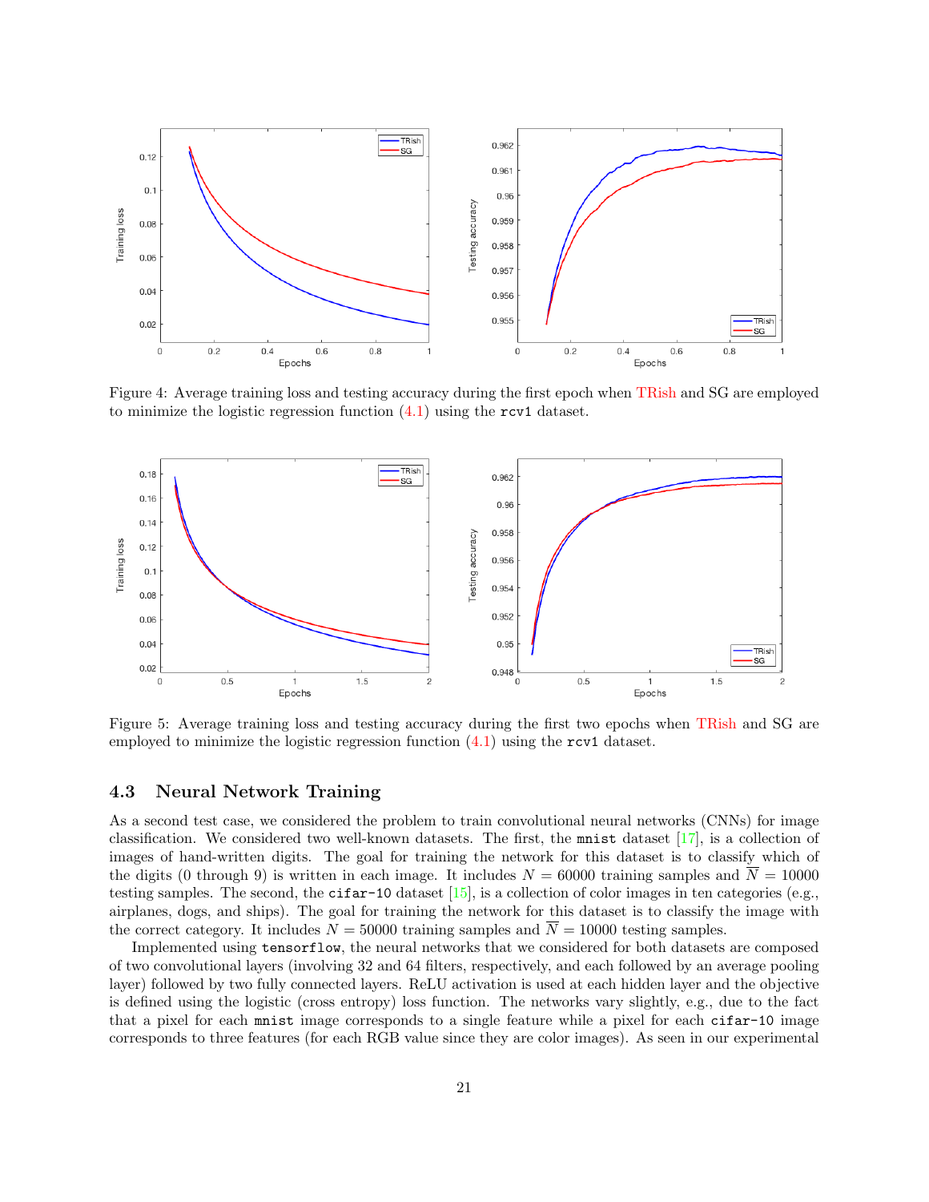Figure 4: Average training loss and testing accuracy during the first epoch when TRish and SG are employed to minimize the logistic regression function (4.1) using the rcv1 dataset.

Figure 5: Average training loss and testing accuracy during the first two epochs when TRish and SG are employed to minimize the logistic regression function (4.1) using the rcv1 dataset.

### 4.3 Neural Network Training

As a second test case, we considered the problem to train convolutional neural networks (CNNs) for image classification. We considered two well-known datasets. The first, the mnist dataset [17], is a collection of images of hand-written digits. The goal for training the network for this dataset is to classify which of the digits (0 through 9) is written in each image. It includes $N = 60000$ training samples and $\overline{N} = 10000$ testing samples. The second, the cifar-10 dataset [15], is a collection of color images in ten categories (e.g., airplanes, dogs, and ships). The goal for training the network for this dataset is to classify the image with the correct category. It includes $N = 50000$ training samples and $\overline{N} = 10000$ testing samples.

Implemented using tensorflow, the neural networks that we considered for both datasets are composed of two convolutional layers (involving 32 and 64 filters, respectively, and each followed by an average pooling layer) followed by two fully connected layers. ReLU activation is used at each hidden layer and the objective is defined using the logistic (cross entropy) loss function. The networks vary slightly, e.g., due to the fact that a pixel for each mnist image corresponds to a single feature while a pixel for each cifar-10 image corresponds to three features (for each RGB value since they are color images). As seen in our experimental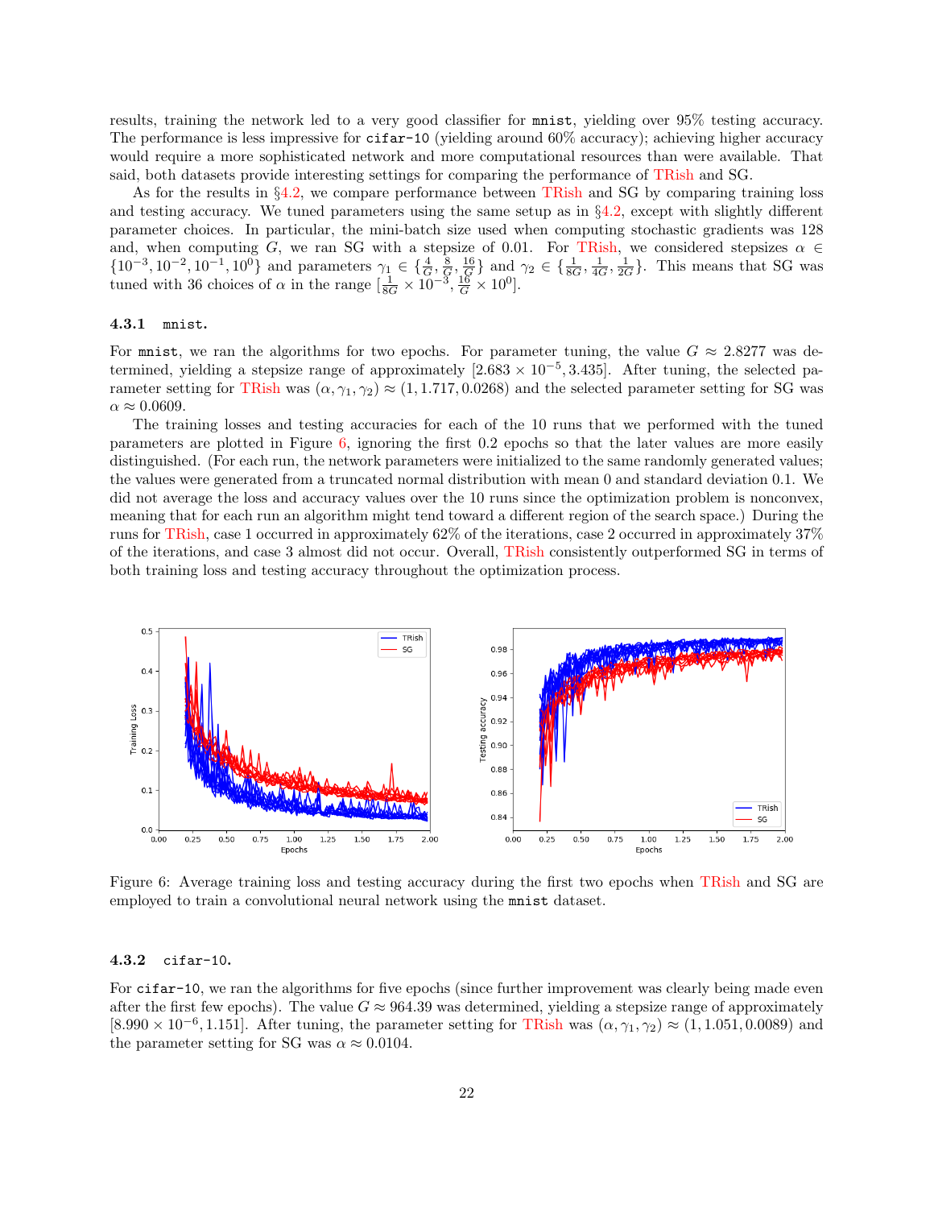results, training the network led to a very good classifier for `mnist`, yielding over 95% testing accuracy. The performance is less impressive for `cifar-10` (yielding around 60% accuracy); achieving higher accuracy would require a more sophisticated network and more computational resources than were available. That said, both datasets provide interesting settings for comparing the performance of TRish and SG.

As for the results in §4.2, we compare performance between TRish and SG by comparing training loss and testing accuracy. We tuned parameters using the same setup as in §4.2, except with slightly different parameter choices. In particular, the mini-batch size used when computing stochastic gradients was 128 and, when computing $G$, we ran SG with a stepsize of 0.01. For TRish, we considered stepsizes $\alpha \in \{10^{-3}, 10^{-2}, 10^{-1}, 10^{0}\}$ and parameters $\gamma_1 \in \{\frac{4}{G}, \frac{8}{G}, \frac{16}{G}\}$ and $\gamma_2 \in \{\frac{1}{8G}, \frac{1}{4G}, \frac{1}{2G}\}$. This means that SG was tuned with 36 choices of $\alpha$ in the range $[\frac{1}{8G} \times 10^{-3}, \frac{16}{G} \times 10^{0}]$.

### 4.3.1 `mnist`.

For `mnist`, we ran the algorithms for two epochs. For parameter tuning, the value $G \approx 2.8277$ was determined, yielding a stepsize range of approximately $[2.683 \times 10^{-5}, 3.435]$. After tuning, the selected parameter setting for TRish was $(\alpha, \gamma_1, \gamma_2) \approx (1, 1.717, 0.0268)$ and the selected parameter setting for SG was $\alpha \approx 0.0609$.

The training losses and testing accuracies for each of the 10 runs that we performed with the tuned parameters are plotted in Figure 6, ignoring the first 0.2 epochs so that the later values are more easily distinguished. (For each run, the network parameters were initialized to the same randomly generated values; the values were generated from a truncated normal distribution with mean 0 and standard deviation 0.1. We did not average the loss and accuracy values over the 10 runs since the optimization problem is nonconvex, meaning that for each run an algorithm might tend toward a different region of the search space.) During the runs for TRish, case 1 occurred in approximately 62% of the iterations, case 2 occurred in approximately 37% of the iterations, and case 3 almost did not occur. Overall, TRish consistently outperformed SG in terms of both training loss and testing accuracy throughout the optimization process.

Figure 6: Average training loss and testing accuracy during the first two epochs when TRish and SG are employed to train a convolutional neural network using the `mnist` dataset.

### 4.3.2 `cifar-10`.

For `cifar-10`, we ran the algorithms for five epochs (since further improvement was clearly being made even after the first few epochs). The value $G \approx 964.39$ was determined, yielding a stepsize range of approximately $[8.990 \times 10^{-6}, 1.151]$. After tuning, the parameter setting for TRish was $(\alpha, \gamma_1, \gamma_2) \approx (1, 1.051, 0.0089)$ and the parameter setting for SG was $\alpha \approx 0.0104$.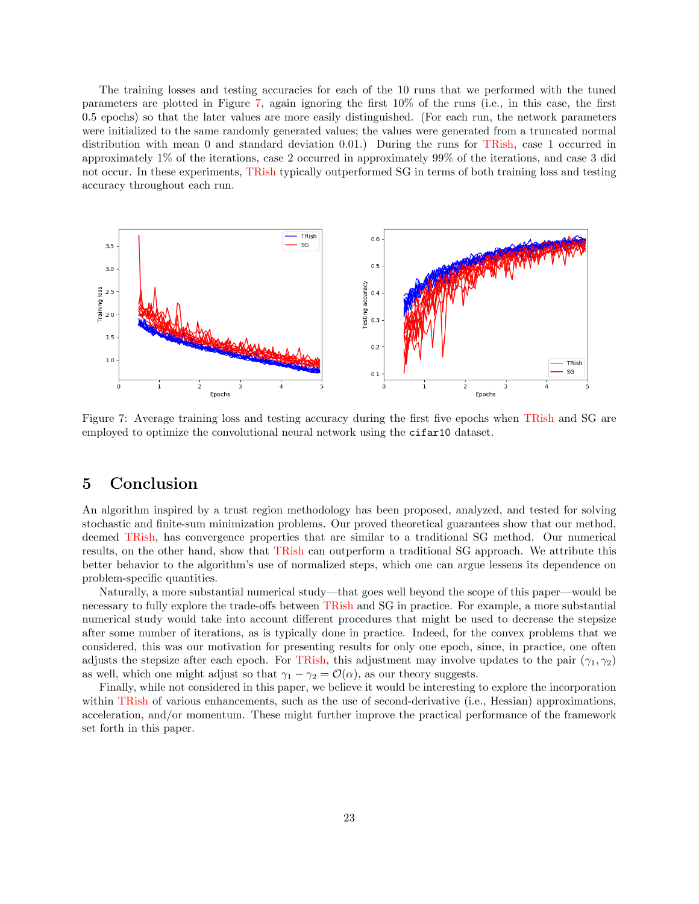The training losses and testing accuracies for each of the 10 runs that we performed with the tuned parameters are plotted in Figure 7, again ignoring the first 10% of the runs (i.e., in this case, the first 0.5 epochs) so that the later values are more easily distinguished. (For each run, the network parameters were initialized to the same randomly generated values; the values were generated from a truncated normal distribution with mean 0 and standard deviation 0.01.) During the runs for TRish, case 1 occurred in approximately 1% of the iterations, case 2 occurred in approximately 99% of the iterations, and case 3 did not occur. In these experiments, TRish typically outperformed SG in terms of both training loss and testing accuracy throughout each run.

Figure 7: Average training loss and testing accuracy during the first five epochs when TRish and SG are employed to optimize the convolutional neural network using the `cifar10` dataset.

# 5 Conclusion

An algorithm inspired by a trust region methodology has been proposed, analyzed, and tested for solving stochastic and finite-sum minimization problems. Our proved theoretical guarantees show that our method, deemed TRish, has convergence properties that are similar to a traditional SG method. Our numerical results, on the other hand, show that TRish can outperform a traditional SG approach. We attribute this better behavior to the algorithm's use of normalized steps, which one can argue lessens its dependence on problem-specific quantities.

Naturally, a more substantial numerical study—that goes well beyond the scope of this paper—would be necessary to fully explore the trade-offs between TRish and SG in practice. For example, a more substantial numerical study would take into account different procedures that might be used to decrease the stepsize after some number of iterations, as is typically done in practice. Indeed, for the convex problems that we considered, this was our motivation for presenting results for only one epoch, since, in practice, one often adjusts the stepsize after each epoch. For TRish, this adjustment may involve updates to the pair $(\gamma_1, \gamma_2)$ as well, which one might adjust so that $\gamma_1 - \gamma_2 = \mathcal{O}(\alpha)$, as our theory suggests.

Finally, while not considered in this paper, we believe it would be interesting to explore the incorporation within TRish of various enhancements, such as the use of second-derivative (i.e., Hessian) approximations, acceleration, and/or momentum. These might further improve the practical performance of the framework set forth in this paper.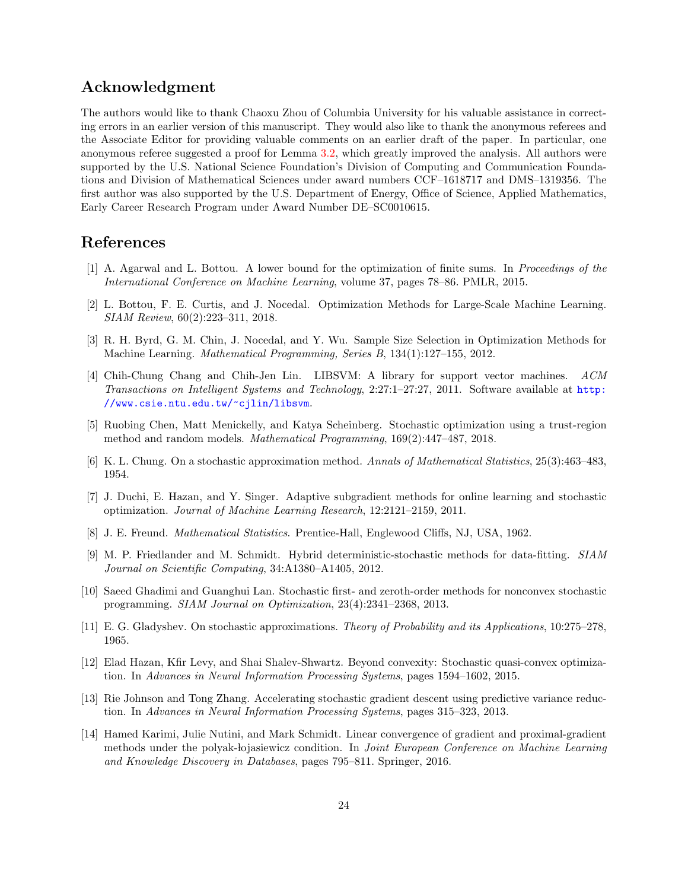## Acknowledgment

The authors would like to thank Chaoxu Zhou of Columbia University for his valuable assistance in correcting errors in an earlier version of this manuscript. They would also like to thank the anonymous referees and the Associate Editor for providing valuable comments on an earlier draft of the paper. In particular, one anonymous referee suggested a proof for Lemma 3.2, which greatly improved the analysis. All authors were supported by the U.S. National Science Foundation's Division of Computing and Communication Foundations and Division of Mathematical Sciences under award numbers CCF–1618717 and DMS–1319356. The first author was also supported by the U.S. Department of Energy, Office of Science, Applied Mathematics, Early Career Research Program under Award Number DE–SC0010615.

## References

[1] A. Agarwal and L. Bottou. A lower bound for the optimization of finite sums. In *Proceedings of the International Conference on Machine Learning*, volume 37, pages 78–86. PMLR, 2015.

[2] L. Bottou, F. E. Curtis, and J. Nocedal. Optimization Methods for Large-Scale Machine Learning. *SIAM Review*, 60(2):223–311, 2018.

[3] R. H. Byrd, G. M. Chin, J. Nocedal, and Y. Wu. Sample Size Selection in Optimization Methods for Machine Learning. *Mathematical Programming, Series B*, 134(1):127–155, 2012.

[4] Chih-Chung Chang and Chih-Jen Lin. LIBSVM: A library for support vector machines. *ACM Transactions on Intelligent Systems and Technology*, 2:27:1–27:27, 2011. Software available at http://www.csie.ntu.edu.tw/~cjlin/libsvm.

[5] Ruobing Chen, Matt Menickelly, and Katya Scheinberg. Stochastic optimization using a trust-region method and random models. *Mathematical Programming*, 169(2):447–487, 2018.

[6] K. L. Chung. On a stochastic approximation method. *Annals of Mathematical Statistics*, 25(3):463–483, 1954.

[7] J. Duchi, E. Hazan, and Y. Singer. Adaptive subgradient methods for online learning and stochastic optimization. *Journal of Machine Learning Research*, 12:2121–2159, 2011.

[8] J. E. Freund. *Mathematical Statistics*. Prentice-Hall, Englewood Cliffs, NJ, USA, 1962.

[9] M. P. Friedlander and M. Schmidt. Hybrid deterministic-stochastic methods for data-fitting. *SIAM Journal on Scientific Computing*, 34:A1380–A1405, 2012.

[10] Saeed Ghadimi and Guanghui Lan. Stochastic first- and zeroth-order methods for nonconvex stochastic programming. *SIAM Journal on Optimization*, 23(4):2341–2368, 2013.

[11] E. G. Gladyshev. On stochastic approximations. *Theory of Probability and its Applications*, 10:275–278, 1965.

[12] Elad Hazan, Kfir Levy, and Shai Shalev-Shwartz. Beyond convexity: Stochastic quasi-convex optimization. In *Advances in Neural Information Processing Systems*, pages 1594–1602, 2015.

[13] Rie Johnson and Tong Zhang. Accelerating stochastic gradient descent using predictive variance reduction. In *Advances in Neural Information Processing Systems*, pages 315–323, 2013.

[14] Hamed Karimi, Julie Nutini, and Mark Schmidt. Linear convergence of gradient and proximal-gradient methods under the polyak-łojasiewicz condition. In *Joint European Conference on Machine Learning and Knowledge Discovery in Databases*, pages 795–811. Springer, 2016.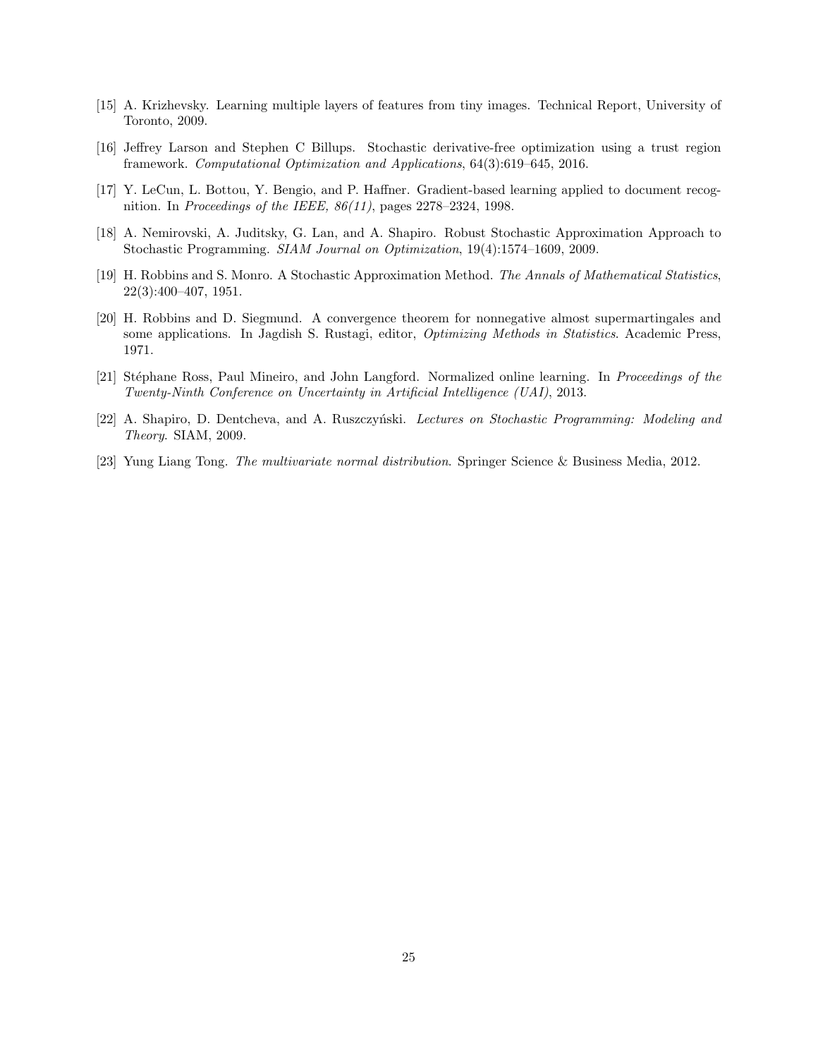[15] A. Krizhevsky. Learning multiple layers of features from tiny images. Technical Report, University of Toronto, 2009.

[16] Jeffrey Larson and Stephen C Billups. Stochastic derivative-free optimization using a trust region framework. *Computational Optimization and Applications*, 64(3):619–645, 2016.

[17] Y. LeCun, L. Bottou, Y. Bengio, and P. Haffner. Gradient-based learning applied to document recognition. In *Proceedings of the IEEE, 86(11)*, pages 2278–2324, 1998.

[18] A. Nemirovski, A. Juditsky, G. Lan, and A. Shapiro. Robust Stochastic Approximation Approach to Stochastic Programming. *SIAM Journal on Optimization*, 19(4):1574–1609, 2009.

[19] H. Robbins and S. Monro. A Stochastic Approximation Method. *The Annals of Mathematical Statistics*, 22(3):400–407, 1951.

[20] H. Robbins and D. Siegmund. A convergence theorem for nonnegative almost supermartingales and some applications. In Jagdish S. Rustagi, editor, *Optimizing Methods in Statistics*. Academic Press, 1971.

[21] Stéphane Ross, Paul Mineiro, and John Langford. Normalized online learning. In *Proceedings of the Twenty-Ninth Conference on Uncertainty in Artificial Intelligence (UAI)*, 2013.

[22] A. Shapiro, D. Dentcheva, and A. Ruszczyński. *Lectures on Stochastic Programming: Modeling and Theory*. SIAM, 2009.

[23] Yung Liang Tong. *The multivariate normal distribution*. Springer Science & Business Media, 2012.